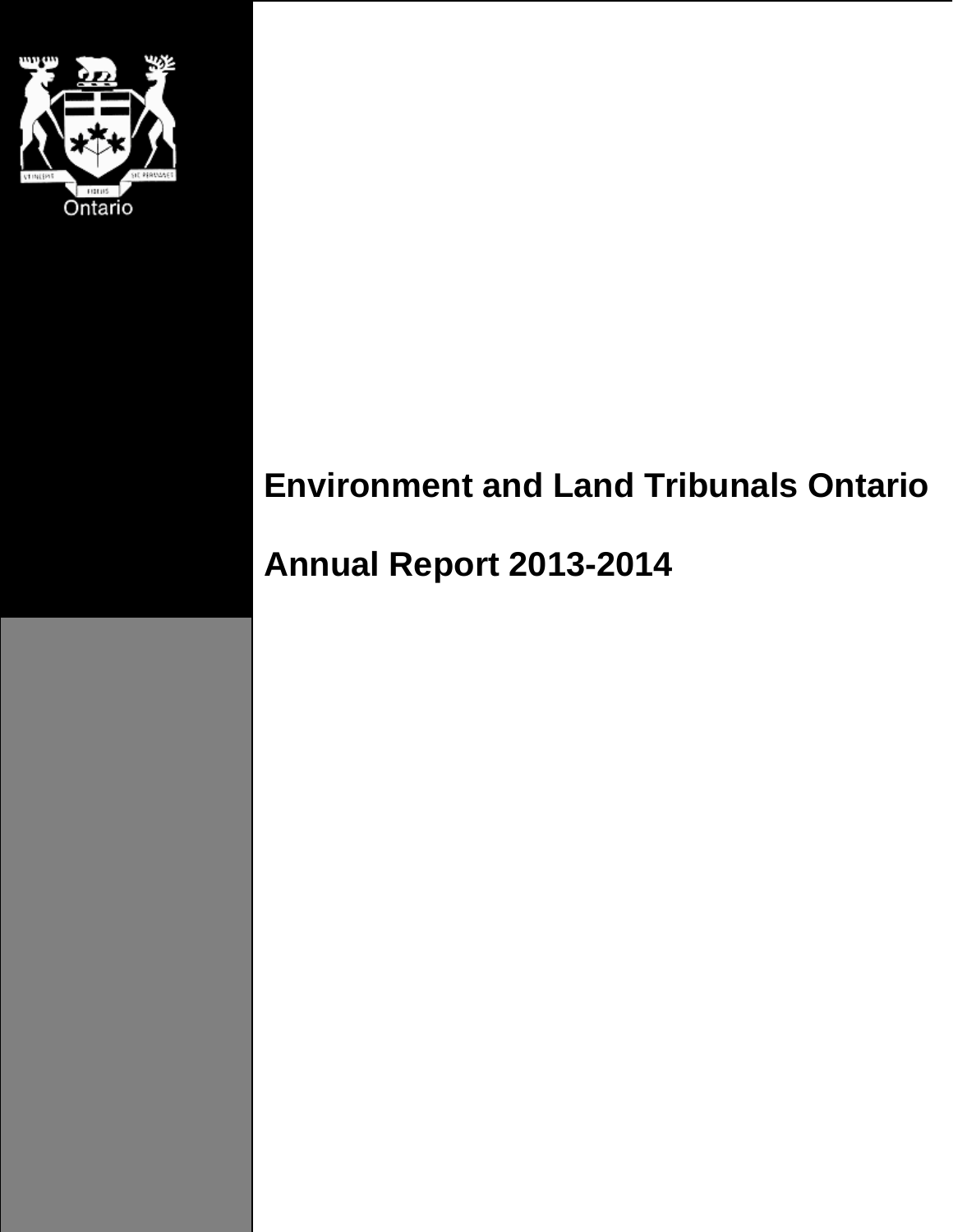# Environment and Land Tribunals Ontario

# Annual Report 2013-2014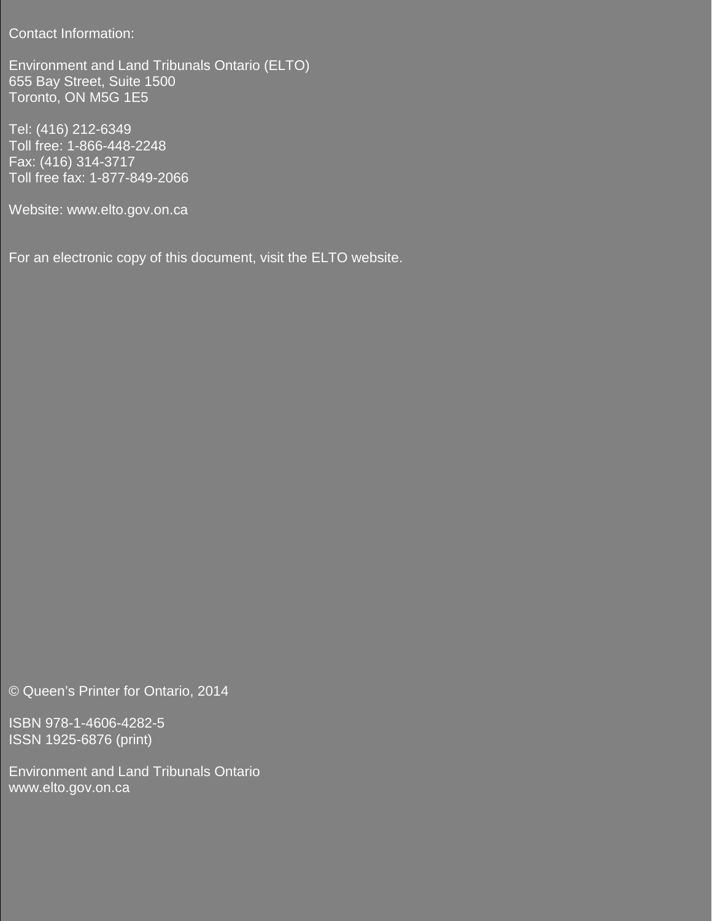Contact Information:

Environment and Land Tribunals Ontario (ELTO)
655 Bay Street, Suite 1500
Toronto, ON M5G 1E5

Tel: (416) 212-6349
Toll free: 1-866-448-2248
Fax: (416) 314-3717
Toll free fax: 1-877-849-2066

Website: www.elto.gov.on.ca

For an electronic copy of this document, visit the ELTO website.

© Queen's Printer for Ontario, 2014

ISBN 978-1-4606-4282-5
ISSN 1925-6876 (print)

Environment and Land Tribunals Ontario
www.elto.gov.on.ca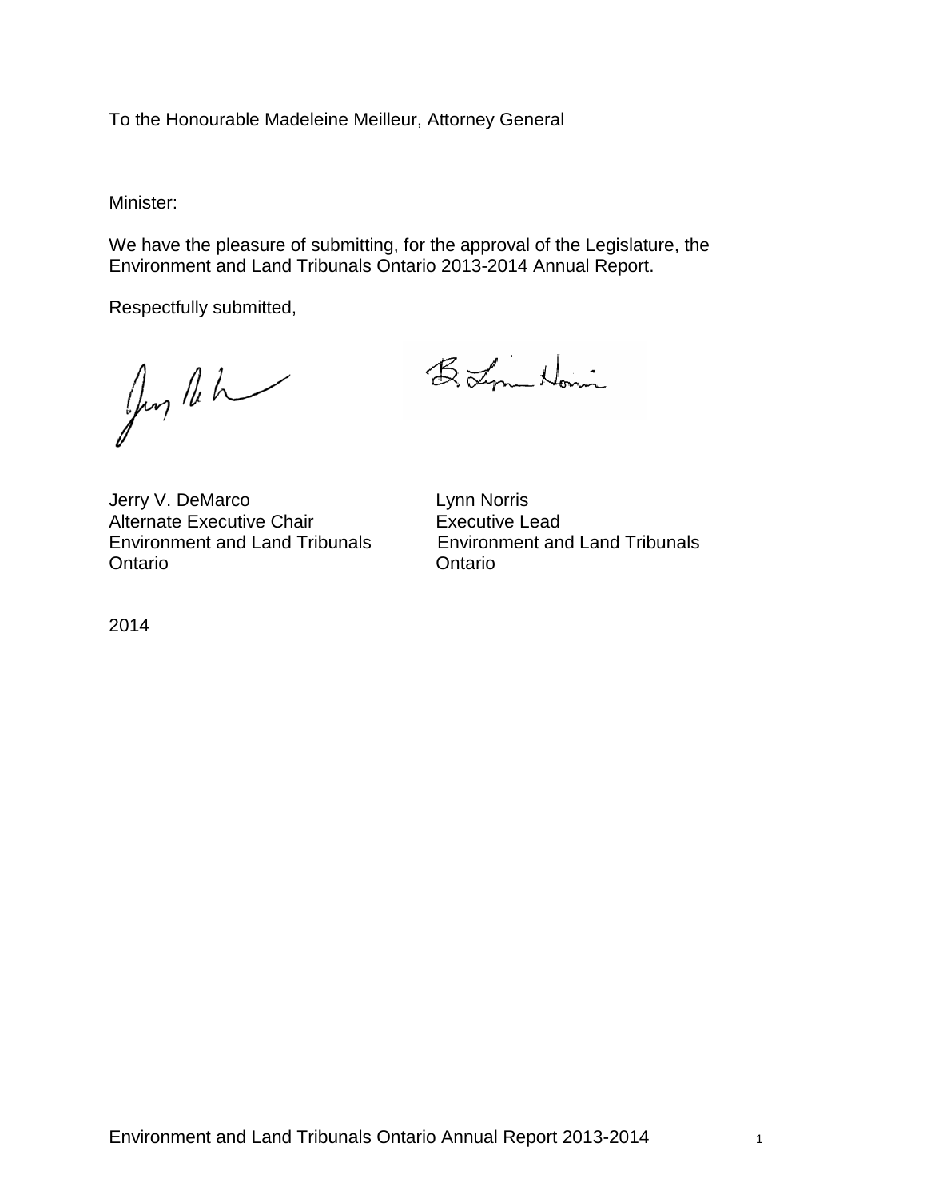To the Honourable Madeleine Meilleur, Attorney General

Minister:

We have the pleasure of submitting, for the approval of the Legislature, the Environment and Land Tribunals Ontario 2013-2014 Annual Report.

Respectfully submitted,

Jerry V. DeMarco
Alternate Executive Chair
Environment and Land Tribunals Ontario

Lynn Norris
Executive Lead
Environment and Land Tribunals Ontario

2014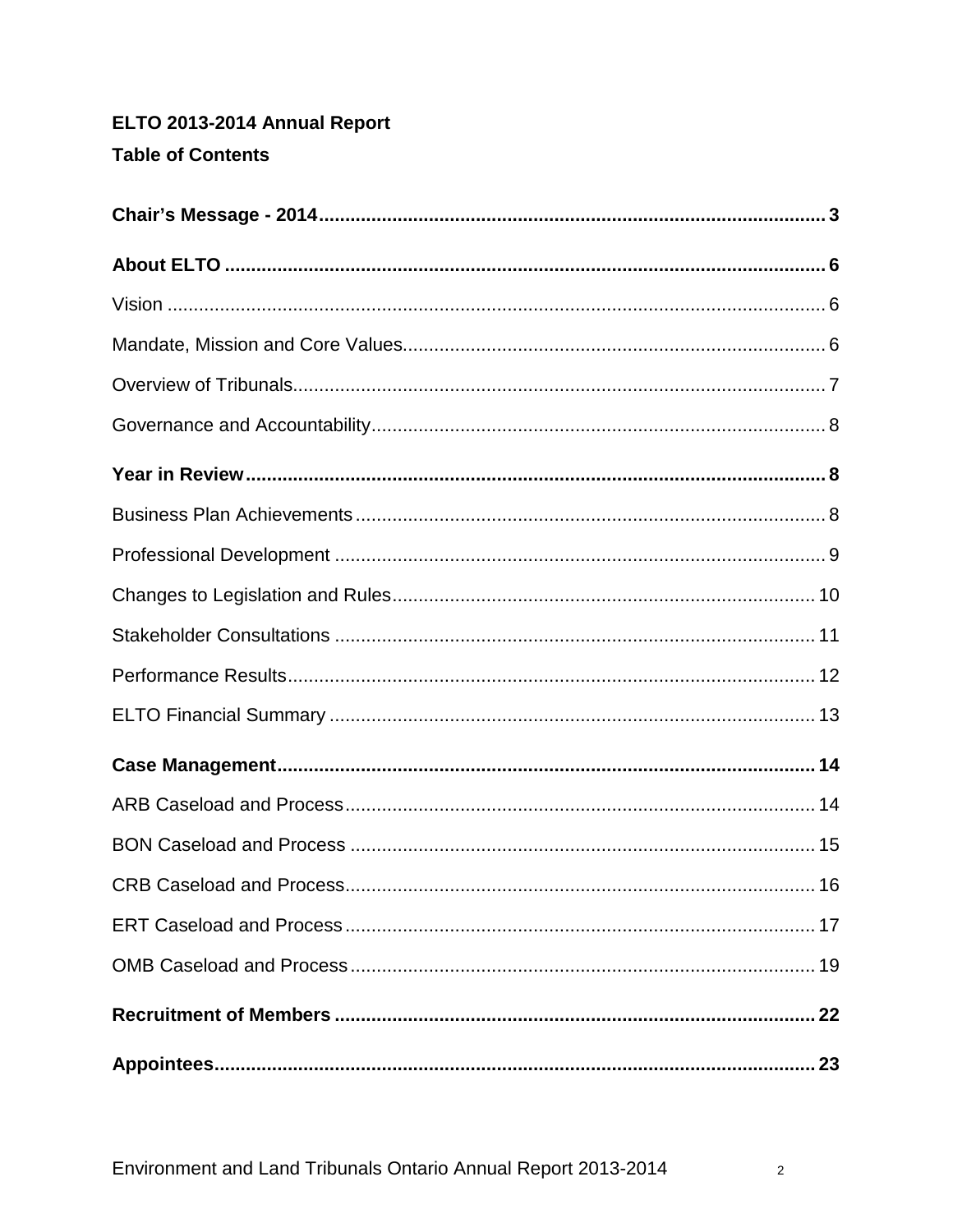**ELTO 2013-2014 Annual Report**

**Table of Contents**

**Chair's Message - 2014** ........ **3**

**About ELTO** ........ **6**

Vision ........ 6

Mandate, Mission and Core Values ........ 6

Overview of Tribunals ........ 7

Governance and Accountability ........ 8

**Year in Review** ........ **8**

Business Plan Achievements ........ 8

Professional Development ........ 9

Changes to Legislation and Rules ........ 10

Stakeholder Consultations ........ 11

Performance Results ........ 12

ELTO Financial Summary ........ 13

**Case Management** ........ **14**

ARB Caseload and Process ........ 14

BON Caseload and Process ........ 15

CRB Caseload and Process ........ 16

ERT Caseload and Process ........ 17

OMB Caseload and Process ........ 19

**Recruitment of Members** ........ **22**

**Appointees** ........ **23**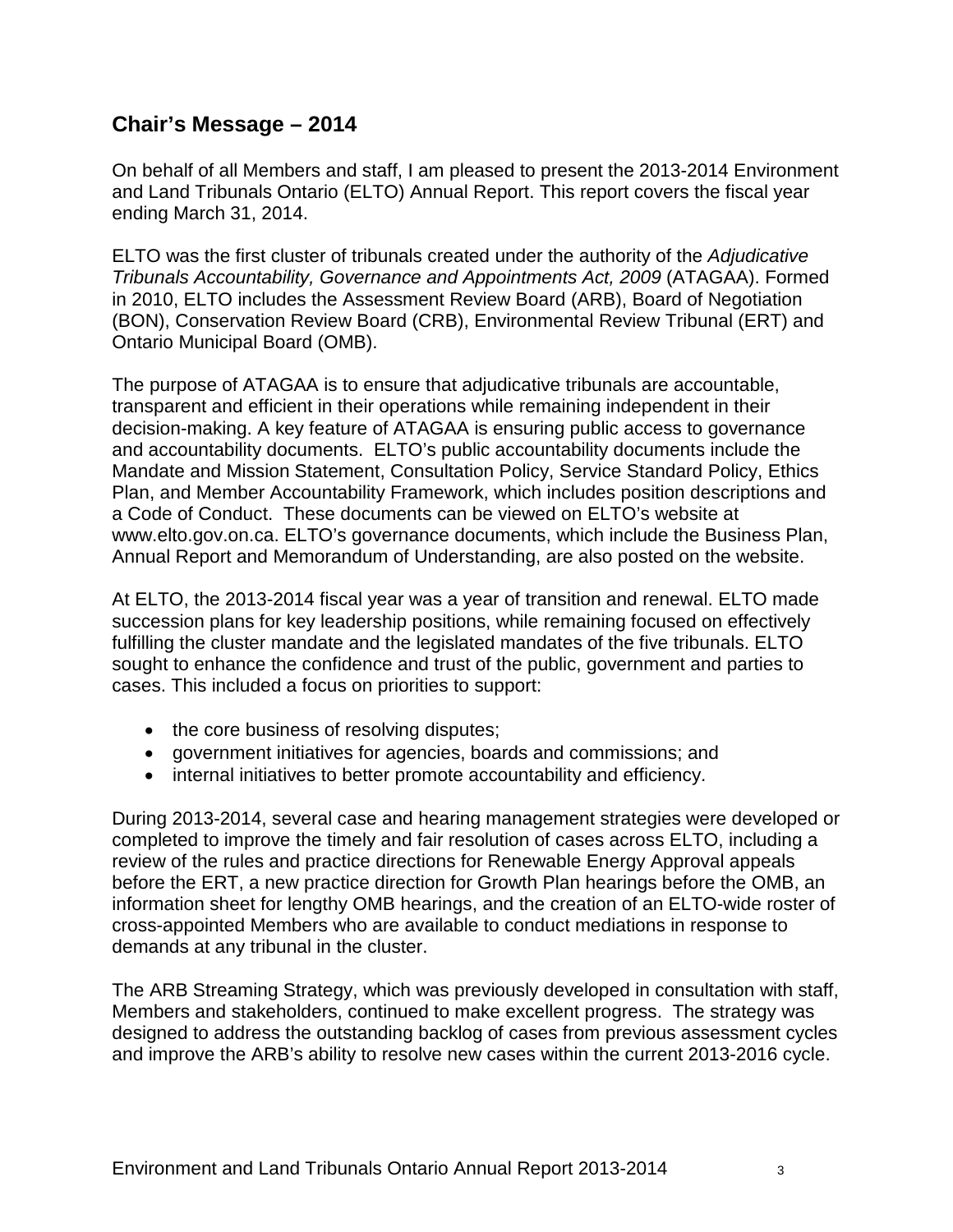## Chair's Message – 2014

On behalf of all Members and staff, I am pleased to present the 2013-2014 Environment and Land Tribunals Ontario (ELTO) Annual Report. This report covers the fiscal year ending March 31, 2014.

ELTO was the first cluster of tribunals created under the authority of the *Adjudicative Tribunals Accountability, Governance and Appointments Act, 2009* (ATAGAA). Formed in 2010, ELTO includes the Assessment Review Board (ARB), Board of Negotiation (BON), Conservation Review Board (CRB), Environmental Review Tribunal (ERT) and Ontario Municipal Board (OMB).

The purpose of ATAGAA is to ensure that adjudicative tribunals are accountable, transparent and efficient in their operations while remaining independent in their decision-making. A key feature of ATAGAA is ensuring public access to governance and accountability documents. ELTO's public accountability documents include the Mandate and Mission Statement, Consultation Policy, Service Standard Policy, Ethics Plan, and Member Accountability Framework, which includes position descriptions and a Code of Conduct. These documents can be viewed on ELTO's website at www.elto.gov.on.ca. ELTO's governance documents, which include the Business Plan, Annual Report and Memorandum of Understanding, are also posted on the website.

At ELTO, the 2013-2014 fiscal year was a year of transition and renewal. ELTO made succession plans for key leadership positions, while remaining focused on effectively fulfilling the cluster mandate and the legislated mandates of the five tribunals. ELTO sought to enhance the confidence and trust of the public, government and parties to cases. This included a focus on priorities to support:

- the core business of resolving disputes;
- government initiatives for agencies, boards and commissions; and
- internal initiatives to better promote accountability and efficiency.

During 2013-2014, several case and hearing management strategies were developed or completed to improve the timely and fair resolution of cases across ELTO, including a review of the rules and practice directions for Renewable Energy Approval appeals before the ERT, a new practice direction for Growth Plan hearings before the OMB, an information sheet for lengthy OMB hearings, and the creation of an ELTO-wide roster of cross-appointed Members who are available to conduct mediations in response to demands at any tribunal in the cluster.

The ARB Streaming Strategy, which was previously developed in consultation with staff, Members and stakeholders, continued to make excellent progress. The strategy was designed to address the outstanding backlog of cases from previous assessment cycles and improve the ARB's ability to resolve new cases within the current 2013-2016 cycle.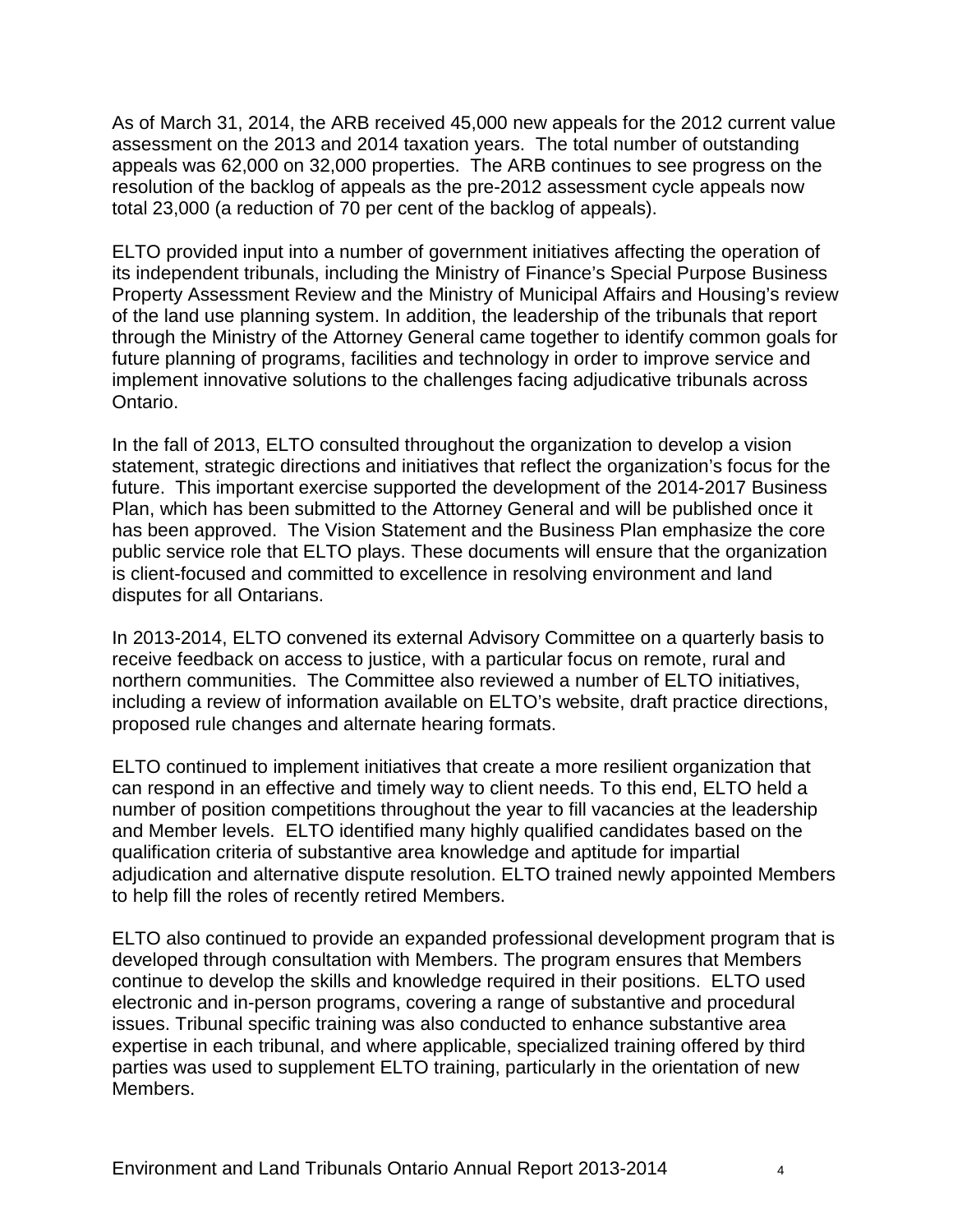As of March 31, 2014, the ARB received 45,000 new appeals for the 2012 current value assessment on the 2013 and 2014 taxation years. The total number of outstanding appeals was 62,000 on 32,000 properties. The ARB continues to see progress on the resolution of the backlog of appeals as the pre-2012 assessment cycle appeals now total 23,000 (a reduction of 70 per cent of the backlog of appeals).

ELTO provided input into a number of government initiatives affecting the operation of its independent tribunals, including the Ministry of Finance's Special Purpose Business Property Assessment Review and the Ministry of Municipal Affairs and Housing's review of the land use planning system. In addition, the leadership of the tribunals that report through the Ministry of the Attorney General came together to identify common goals for future planning of programs, facilities and technology in order to improve service and implement innovative solutions to the challenges facing adjudicative tribunals across Ontario.

In the fall of 2013, ELTO consulted throughout the organization to develop a vision statement, strategic directions and initiatives that reflect the organization's focus for the future. This important exercise supported the development of the 2014-2017 Business Plan, which has been submitted to the Attorney General and will be published once it has been approved. The Vision Statement and the Business Plan emphasize the core public service role that ELTO plays. These documents will ensure that the organization is client-focused and committed to excellence in resolving environment and land disputes for all Ontarians.

In 2013-2014, ELTO convened its external Advisory Committee on a quarterly basis to receive feedback on access to justice, with a particular focus on remote, rural and northern communities. The Committee also reviewed a number of ELTO initiatives, including a review of information available on ELTO's website, draft practice directions, proposed rule changes and alternate hearing formats.

ELTO continued to implement initiatives that create a more resilient organization that can respond in an effective and timely way to client needs. To this end, ELTO held a number of position competitions throughout the year to fill vacancies at the leadership and Member levels. ELTO identified many highly qualified candidates based on the qualification criteria of substantive area knowledge and aptitude for impartial adjudication and alternative dispute resolution. ELTO trained newly appointed Members to help fill the roles of recently retired Members.

ELTO also continued to provide an expanded professional development program that is developed through consultation with Members. The program ensures that Members continue to develop the skills and knowledge required in their positions. ELTO used electronic and in-person programs, covering a range of substantive and procedural issues. Tribunal specific training was also conducted to enhance substantive area expertise in each tribunal, and where applicable, specialized training offered by third parties was used to supplement ELTO training, particularly in the orientation of new Members.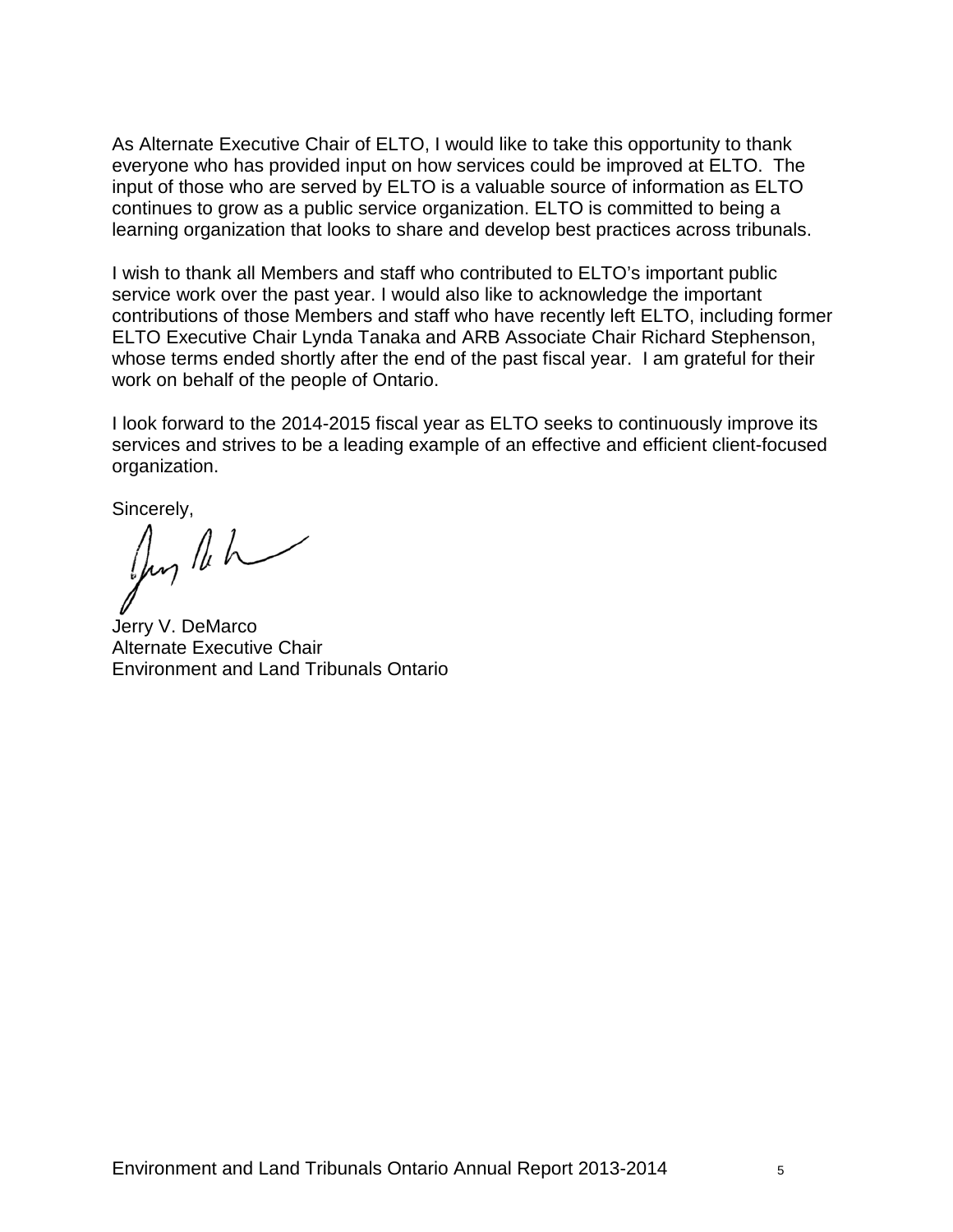As Alternate Executive Chair of ELTO, I would like to take this opportunity to thank everyone who has provided input on how services could be improved at ELTO. The input of those who are served by ELTO is a valuable source of information as ELTO continues to grow as a public service organization. ELTO is committed to being a learning organization that looks to share and develop best practices across tribunals.

I wish to thank all Members and staff who contributed to ELTO's important public service work over the past year. I would also like to acknowledge the important contributions of those Members and staff who have recently left ELTO, including former ELTO Executive Chair Lynda Tanaka and ARB Associate Chair Richard Stephenson, whose terms ended shortly after the end of the past fiscal year. I am grateful for their work on behalf of the people of Ontario.

I look forward to the 2014-2015 fiscal year as ELTO seeks to continuously improve its services and strives to be a leading example of an effective and efficient client-focused organization.

Sincerely,

Jerry V. DeMarco
Alternate Executive Chair
Environment and Land Tribunals Ontario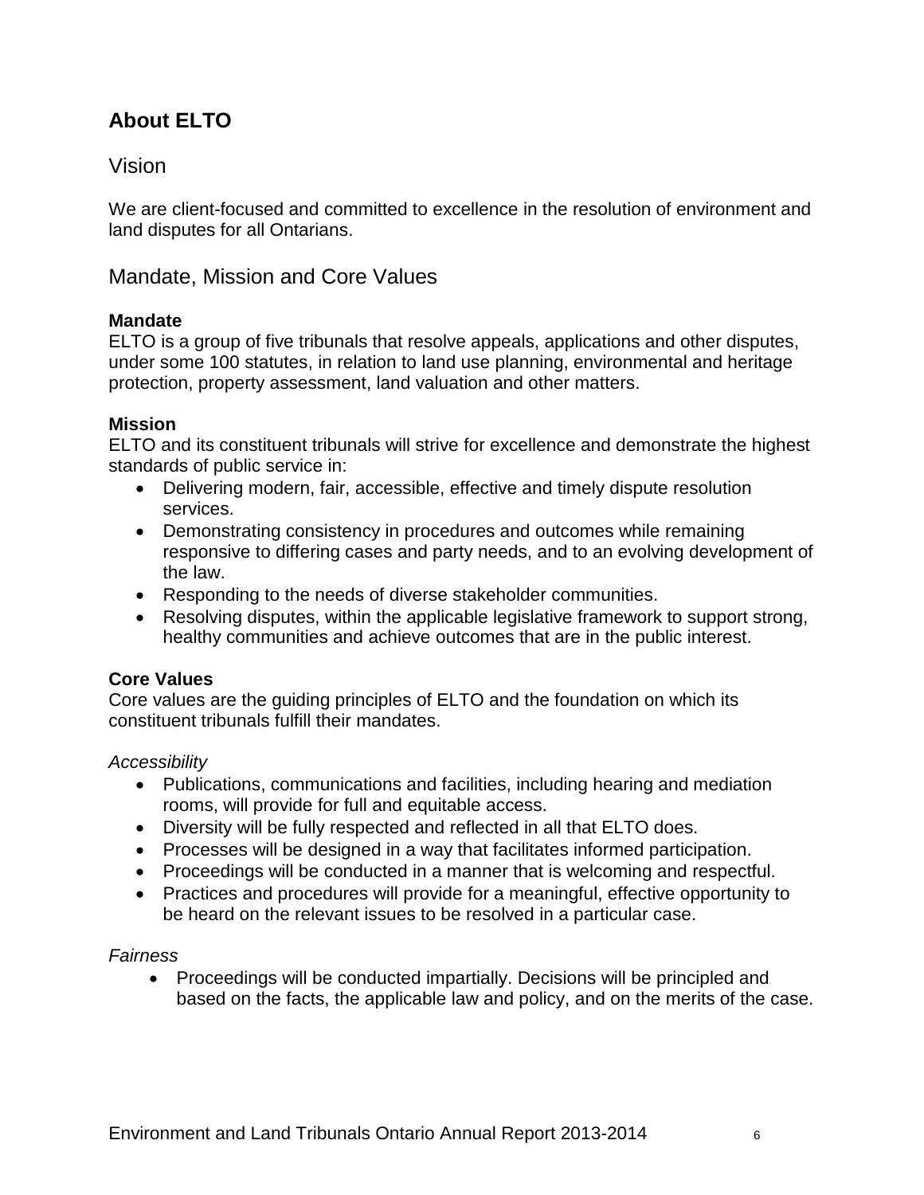## About ELTO

### Vision

We are client-focused and committed to excellence in the resolution of environment and land disputes for all Ontarians.

### Mandate, Mission and Core Values

**Mandate**
ELTO is a group of five tribunals that resolve appeals, applications and other disputes, under some 100 statutes, in relation to land use planning, environmental and heritage protection, property assessment, land valuation and other matters.

**Mission**
ELTO and its constituent tribunals will strive for excellence and demonstrate the highest standards of public service in:

- Delivering modern, fair, accessible, effective and timely dispute resolution services.
- Demonstrating consistency in procedures and outcomes while remaining responsive to differing cases and party needs, and to an evolving development of the law.
- Responding to the needs of diverse stakeholder communities.
- Resolving disputes, within the applicable legislative framework to support strong, healthy communities and achieve outcomes that are in the public interest.

**Core Values**
Core values are the guiding principles of ELTO and the foundation on which its constituent tribunals fulfill their mandates.

*Accessibility*

- Publications, communications and facilities, including hearing and mediation rooms, will provide for full and equitable access.
- Diversity will be fully respected and reflected in all that ELTO does.
- Processes will be designed in a way that facilitates informed participation.
- Proceedings will be conducted in a manner that is welcoming and respectful.
- Practices and procedures will provide for a meaningful, effective opportunity to be heard on the relevant issues to be resolved in a particular case.

*Fairness*

- Proceedings will be conducted impartially. Decisions will be principled and based on the facts, the applicable law and policy, and on the merits of the case.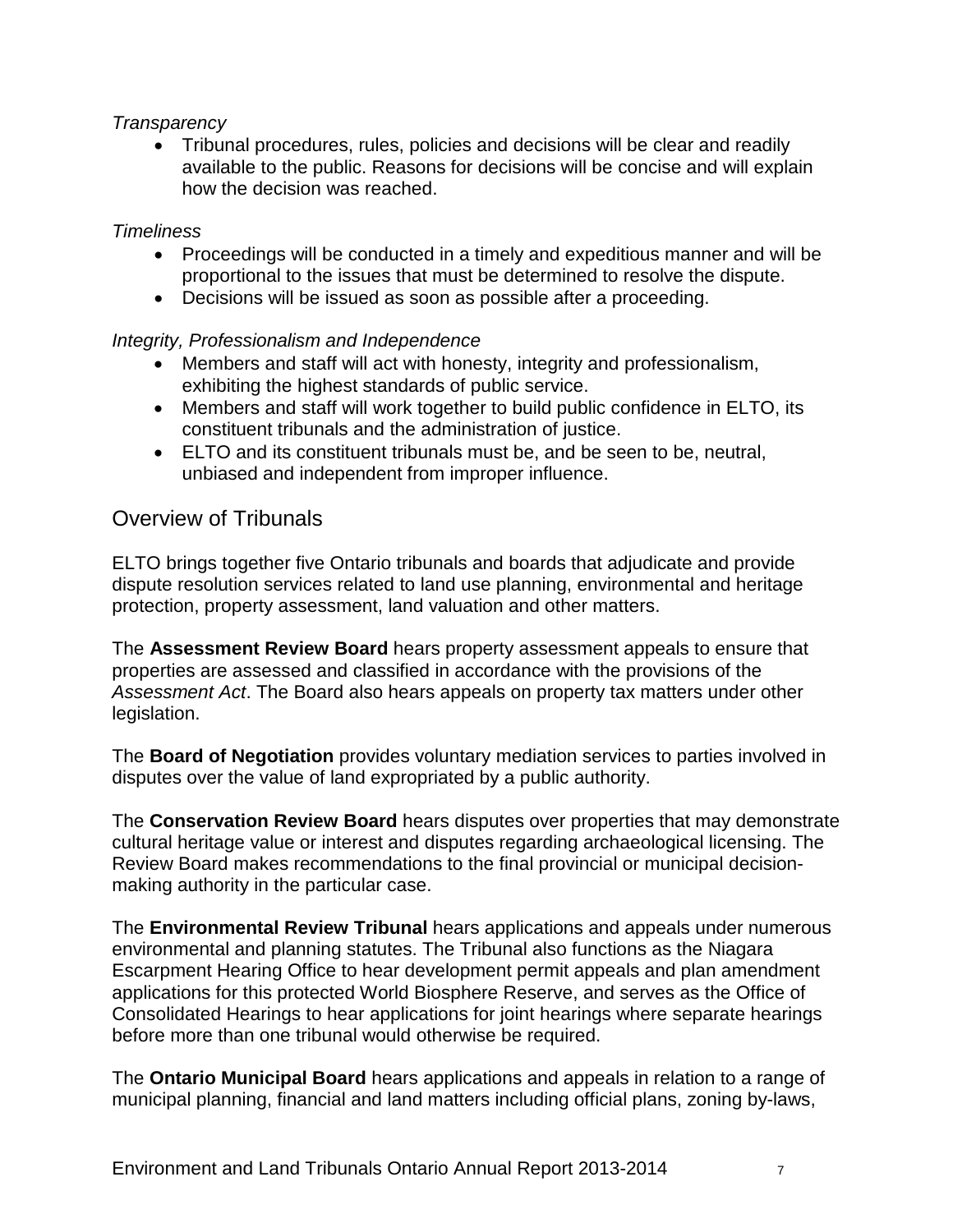*Transparency*

- Tribunal procedures, rules, policies and decisions will be clear and readily available to the public. Reasons for decisions will be concise and will explain how the decision was reached.

*Timeliness*

- Proceedings will be conducted in a timely and expeditious manner and will be proportional to the issues that must be determined to resolve the dispute.
- Decisions will be issued as soon as possible after a proceeding.

*Integrity, Professionalism and Independence*

- Members and staff will act with honesty, integrity and professionalism, exhibiting the highest standards of public service.
- Members and staff will work together to build public confidence in ELTO, its constituent tribunals and the administration of justice.
- ELTO and its constituent tribunals must be, and be seen to be, neutral, unbiased and independent from improper influence.

## Overview of Tribunals

ELTO brings together five Ontario tribunals and boards that adjudicate and provide dispute resolution services related to land use planning, environmental and heritage protection, property assessment, land valuation and other matters.

The **Assessment Review Board** hears property assessment appeals to ensure that properties are assessed and classified in accordance with the provisions of the *Assessment Act*. The Board also hears appeals on property tax matters under other legislation.

The **Board of Negotiation** provides voluntary mediation services to parties involved in disputes over the value of land expropriated by a public authority.

The **Conservation Review Board** hears disputes over properties that may demonstrate cultural heritage value or interest and disputes regarding archaeological licensing. The Review Board makes recommendations to the final provincial or municipal decision-making authority in the particular case.

The **Environmental Review Tribunal** hears applications and appeals under numerous environmental and planning statutes. The Tribunal also functions as the Niagara Escarpment Hearing Office to hear development permit appeals and plan amendment applications for this protected World Biosphere Reserve, and serves as the Office of Consolidated Hearings to hear applications for joint hearings where separate hearings before more than one tribunal would otherwise be required.

The **Ontario Municipal Board** hears applications and appeals in relation to a range of municipal planning, financial and land matters including official plans, zoning by-laws,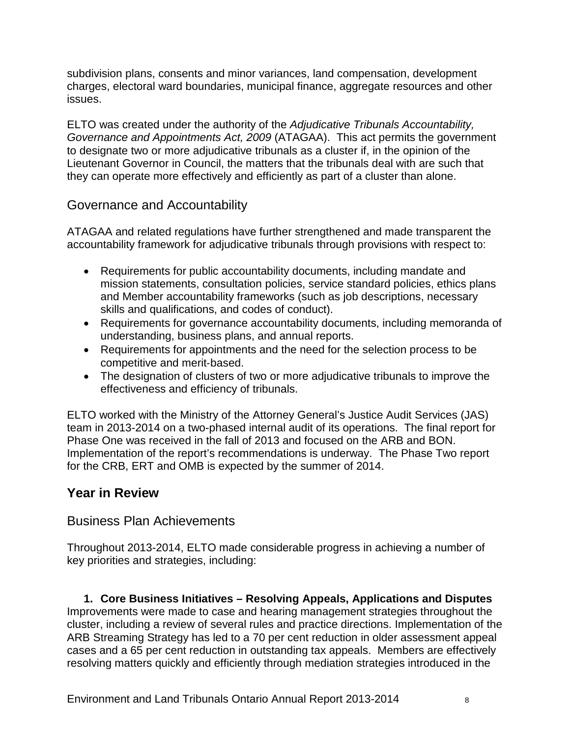subdivision plans, consents and minor variances, land compensation, development charges, electoral ward boundaries, municipal finance, aggregate resources and other issues.

ELTO was created under the authority of the *Adjudicative Tribunals Accountability, Governance and Appointments Act, 2009* (ATAGAA). This act permits the government to designate two or more adjudicative tribunals as a cluster if, in the opinion of the Lieutenant Governor in Council, the matters that the tribunals deal with are such that they can operate more effectively and efficiently as part of a cluster than alone.

### Governance and Accountability

ATAGAA and related regulations have further strengthened and made transparent the accountability framework for adjudicative tribunals through provisions with respect to:

- Requirements for public accountability documents, including mandate and mission statements, consultation policies, service standard policies, ethics plans and Member accountability frameworks (such as job descriptions, necessary skills and qualifications, and codes of conduct).
- Requirements for governance accountability documents, including memoranda of understanding, business plans, and annual reports.
- Requirements for appointments and the need for the selection process to be competitive and merit-based.
- The designation of clusters of two or more adjudicative tribunals to improve the effectiveness and efficiency of tribunals.

ELTO worked with the Ministry of the Attorney General's Justice Audit Services (JAS) team in 2013-2014 on a two-phased internal audit of its operations. The final report for Phase One was received in the fall of 2013 and focused on the ARB and BON. Implementation of the report's recommendations is underway. The Phase Two report for the CRB, ERT and OMB is expected by the summer of 2014.

## Year in Review

### Business Plan Achievements

Throughout 2013-2014, ELTO made considerable progress in achieving a number of key priorities and strategies, including:

**1. Core Business Initiatives – Resolving Appeals, Applications and Disputes**

Improvements were made to case and hearing management strategies throughout the cluster, including a review of several rules and practice directions. Implementation of the ARB Streaming Strategy has led to a 70 per cent reduction in older assessment appeal cases and a 65 per cent reduction in outstanding tax appeals. Members are effectively resolving matters quickly and efficiently through mediation strategies introduced in the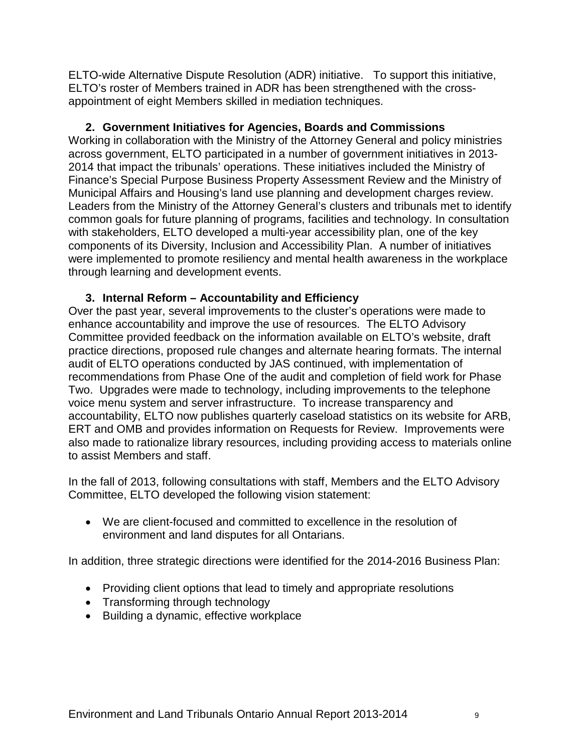ELTO-wide Alternative Dispute Resolution (ADR) initiative. To support this initiative, ELTO's roster of Members trained in ADR has been strengthened with the cross-appointment of eight Members skilled in mediation techniques.

### 2. Government Initiatives for Agencies, Boards and Commissions

Working in collaboration with the Ministry of the Attorney General and policy ministries across government, ELTO participated in a number of government initiatives in 2013-2014 that impact the tribunals' operations. These initiatives included the Ministry of Finance's Special Purpose Business Property Assessment Review and the Ministry of Municipal Affairs and Housing's land use planning and development charges review. Leaders from the Ministry of the Attorney General's clusters and tribunals met to identify common goals for future planning of programs, facilities and technology. In consultation with stakeholders, ELTO developed a multi-year accessibility plan, one of the key components of its Diversity, Inclusion and Accessibility Plan. A number of initiatives were implemented to promote resiliency and mental health awareness in the workplace through learning and development events.

### 3. Internal Reform – Accountability and Efficiency

Over the past year, several improvements to the cluster's operations were made to enhance accountability and improve the use of resources. The ELTO Advisory Committee provided feedback on the information available on ELTO's website, draft practice directions, proposed rule changes and alternate hearing formats. The internal audit of ELTO operations conducted by JAS continued, with implementation of recommendations from Phase One of the audit and completion of field work for Phase Two. Upgrades were made to technology, including improvements to the telephone voice menu system and server infrastructure. To increase transparency and accountability, ELTO now publishes quarterly caseload statistics on its website for ARB, ERT and OMB and provides information on Requests for Review. Improvements were also made to rationalize library resources, including providing access to materials online to assist Members and staff.

In the fall of 2013, following consultations with staff, Members and the ELTO Advisory Committee, ELTO developed the following vision statement:

- We are client-focused and committed to excellence in the resolution of environment and land disputes for all Ontarians.

In addition, three strategic directions were identified for the 2014-2016 Business Plan:

- Providing client options that lead to timely and appropriate resolutions
- Transforming through technology
- Building a dynamic, effective workplace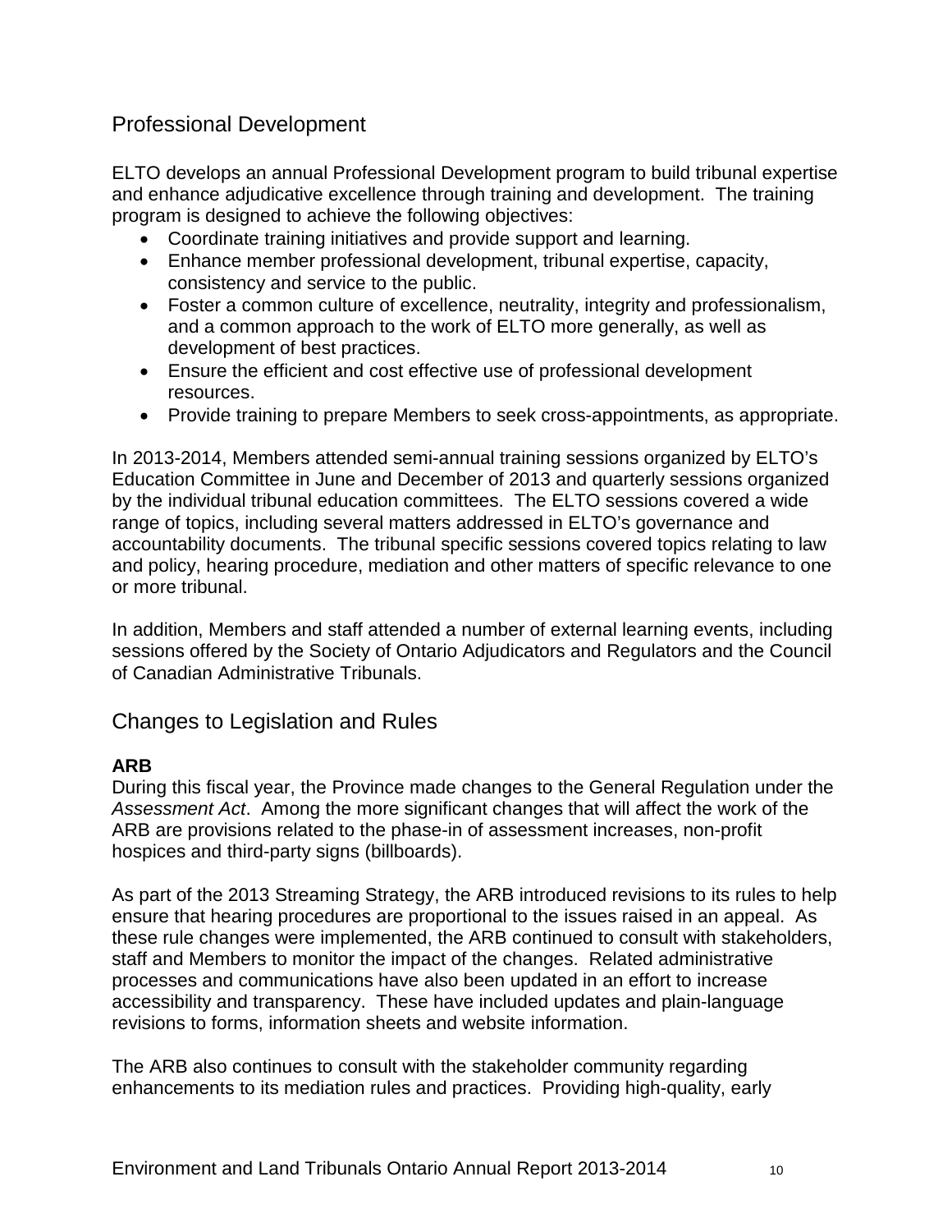## Professional Development

ELTO develops an annual Professional Development program to build tribunal expertise and enhance adjudicative excellence through training and development. The training program is designed to achieve the following objectives:

- Coordinate training initiatives and provide support and learning.
- Enhance member professional development, tribunal expertise, capacity, consistency and service to the public.
- Foster a common culture of excellence, neutrality, integrity and professionalism, and a common approach to the work of ELTO more generally, as well as development of best practices.
- Ensure the efficient and cost effective use of professional development resources.
- Provide training to prepare Members to seek cross-appointments, as appropriate.

In 2013-2014, Members attended semi-annual training sessions organized by ELTO's Education Committee in June and December of 2013 and quarterly sessions organized by the individual tribunal education committees. The ELTO sessions covered a wide range of topics, including several matters addressed in ELTO's governance and accountability documents. The tribunal specific sessions covered topics relating to law and policy, hearing procedure, mediation and other matters of specific relevance to one or more tribunal.

In addition, Members and staff attended a number of external learning events, including sessions offered by the Society of Ontario Adjudicators and Regulators and the Council of Canadian Administrative Tribunals.

## Changes to Legislation and Rules

**ARB**

During this fiscal year, the Province made changes to the General Regulation under the *Assessment Act*. Among the more significant changes that will affect the work of the ARB are provisions related to the phase-in of assessment increases, non-profit hospices and third-party signs (billboards).

As part of the 2013 Streaming Strategy, the ARB introduced revisions to its rules to help ensure that hearing procedures are proportional to the issues raised in an appeal. As these rule changes were implemented, the ARB continued to consult with stakeholders, staff and Members to monitor the impact of the changes. Related administrative processes and communications have also been updated in an effort to increase accessibility and transparency. These have included updates and plain-language revisions to forms, information sheets and website information.

The ARB also continues to consult with the stakeholder community regarding enhancements to its mediation rules and practices. Providing high-quality, early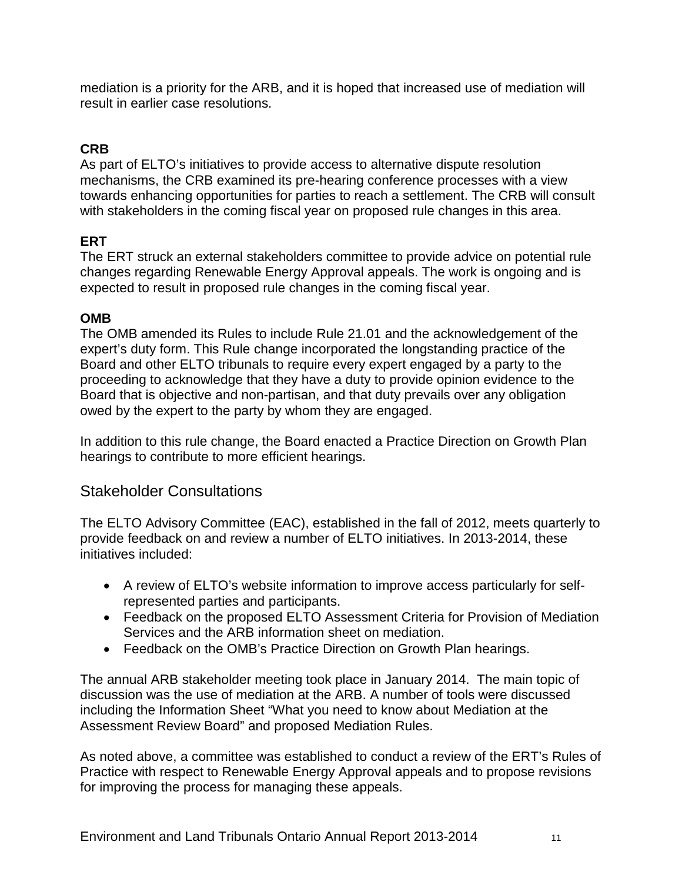mediation is a priority for the ARB, and it is hoped that increased use of mediation will result in earlier case resolutions.

**CRB**

As part of ELTO's initiatives to provide access to alternative dispute resolution mechanisms, the CRB examined its pre-hearing conference processes with a view towards enhancing opportunities for parties to reach a settlement. The CRB will consult with stakeholders in the coming fiscal year on proposed rule changes in this area.

**ERT**

The ERT struck an external stakeholders committee to provide advice on potential rule changes regarding Renewable Energy Approval appeals. The work is ongoing and is expected to result in proposed rule changes in the coming fiscal year.

**OMB**

The OMB amended its Rules to include Rule 21.01 and the acknowledgement of the expert's duty form. This Rule change incorporated the longstanding practice of the Board and other ELTO tribunals to require every expert engaged by a party to the proceeding to acknowledge that they have a duty to provide opinion evidence to the Board that is objective and non-partisan, and that duty prevails over any obligation owed by the expert to the party by whom they are engaged.

In addition to this rule change, the Board enacted a Practice Direction on Growth Plan hearings to contribute to more efficient hearings.

## Stakeholder Consultations

The ELTO Advisory Committee (EAC), established in the fall of 2012, meets quarterly to provide feedback on and review a number of ELTO initiatives. In 2013-2014, these initiatives included:

- A review of ELTO's website information to improve access particularly for self-represented parties and participants.
- Feedback on the proposed ELTO Assessment Criteria for Provision of Mediation Services and the ARB information sheet on mediation.
- Feedback on the OMB's Practice Direction on Growth Plan hearings.

The annual ARB stakeholder meeting took place in January 2014. The main topic of discussion was the use of mediation at the ARB. A number of tools were discussed including the Information Sheet "What you need to know about Mediation at the Assessment Review Board" and proposed Mediation Rules.

As noted above, a committee was established to conduct a review of the ERT's Rules of Practice with respect to Renewable Energy Approval appeals and to propose revisions for improving the process for managing these appeals.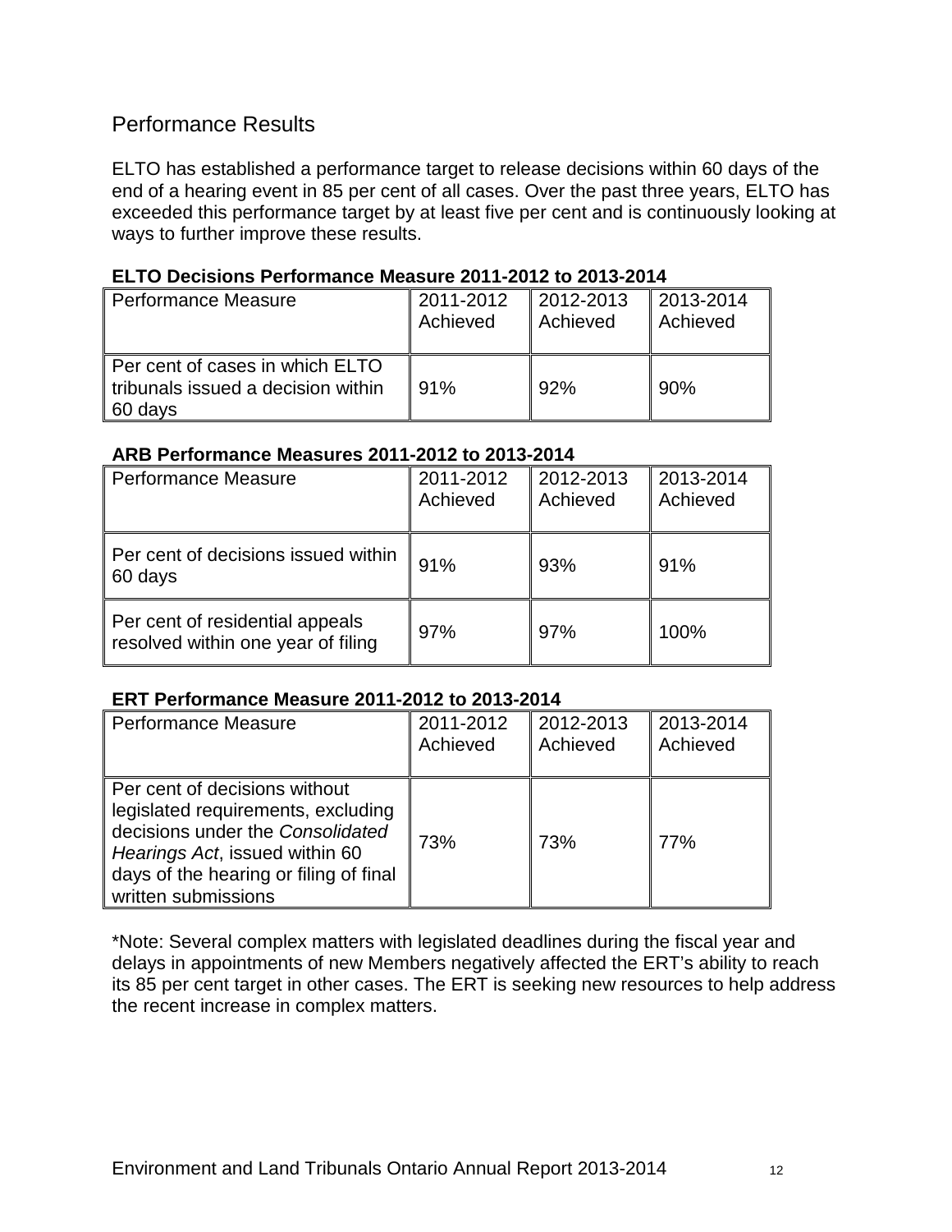## Performance Results

ELTO has established a performance target to release decisions within 60 days of the end of a hearing event in 85 per cent of all cases. Over the past three years, ELTO has exceeded this performance target by at least five per cent and is continuously looking at ways to further improve these results.

**ELTO Decisions Performance Measure 2011-2012 to 2013-2014**

| Performance Measure | 2011-2012 Achieved | 2012-2013 Achieved | 2013-2014 Achieved |
|---|---|---|---|
| Per cent of cases in which ELTO tribunals issued a decision within 60 days | 91% | 92% | 90% |

**ARB Performance Measures 2011-2012 to 2013-2014**

| Performance Measure | 2011-2012 Achieved | 2012-2013 Achieved | 2013-2014 Achieved |
|---|---|---|---|
| Per cent of decisions issued within 60 days | 91% | 93% | 91% |
| Per cent of residential appeals resolved within one year of filing | 97% | 97% | 100% |

**ERT Performance Measure 2011-2012 to 2013-2014**

| Performance Measure | 2011-2012 Achieved | 2012-2013 Achieved | 2013-2014 Achieved |
|---|---|---|---|
| Per cent of decisions without legislated requirements, excluding decisions under the *Consolidated Hearings Act*, issued within 60 days of the hearing or filing of final written submissions | 73% | 73% | 77% |

*Note: Several complex matters with legislated deadlines during the fiscal year and delays in appointments of new Members negatively affected the ERT's ability to reach its 85 per cent target in other cases. The ERT is seeking new resources to help address the recent increase in complex matters.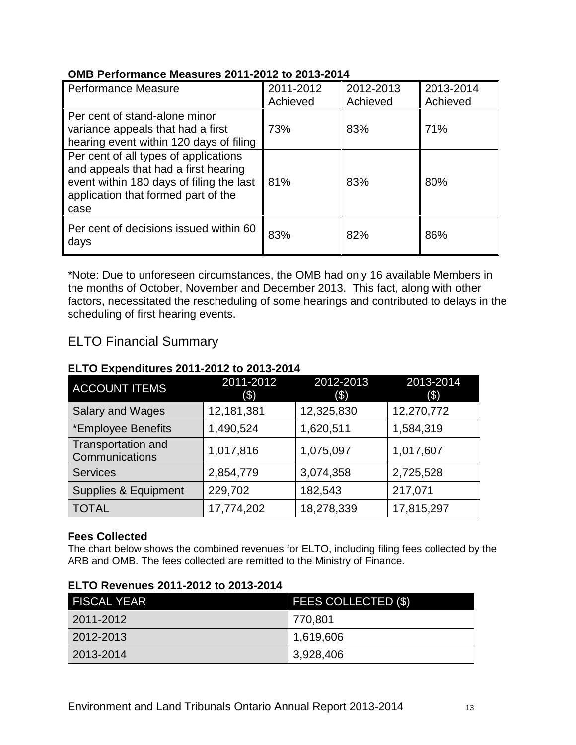**OMB Performance Measures 2011-2012 to 2013-2014**

| Performance Measure | 2011-2012 Achieved | 2012-2013 Achieved | 2013-2014 Achieved |
|---|---|---|---|
| Per cent of stand-alone minor variance appeals that had a first hearing event within 120 days of filing | 73% | 83% | 71% |
| Per cent of all types of applications and appeals that had a first hearing event within 180 days of filing the last application that formed part of the case | 81% | 83% | 80% |
| Per cent of decisions issued within 60 days | 83% | 82% | 86% |

*Note: Due to unforeseen circumstances, the OMB had only 16 available Members in the months of October, November and December 2013. This fact, along with other factors, necessitated the rescheduling of some hearings and contributed to delays in the scheduling of first hearing events.

## ELTO Financial Summary

**ELTO Expenditures 2011-2012 to 2013-2014**

| ACCOUNT ITEMS | 2011-2012 ($) | 2012-2013 ($) | 2013-2014 ($) |
|---|---|---|---|
| Salary and Wages | 12,181,381 | 12,325,830 | 12,270,772 |
| *Employee Benefits | 1,490,524 | 1,620,511 | 1,584,319 |
| Transportation and Communications | 1,017,816 | 1,075,097 | 1,017,607 |
| Services | 2,854,779 | 3,074,358 | 2,725,528 |
| Supplies & Equipment | 229,702 | 182,543 | 217,071 |
| TOTAL | 17,774,202 | 18,278,339 | 17,815,297 |

**Fees Collected**

The chart below shows the combined revenues for ELTO, including filing fees collected by the ARB and OMB. The fees collected are remitted to the Ministry of Finance.

**ELTO Revenues 2011-2012 to 2013-2014**

| FISCAL YEAR | FEES COLLECTED ($) |
|---|---|
| 2011-2012 | 770,801 |
| 2012-2013 | 1,619,606 |
| 2013-2014 | 3,928,406 |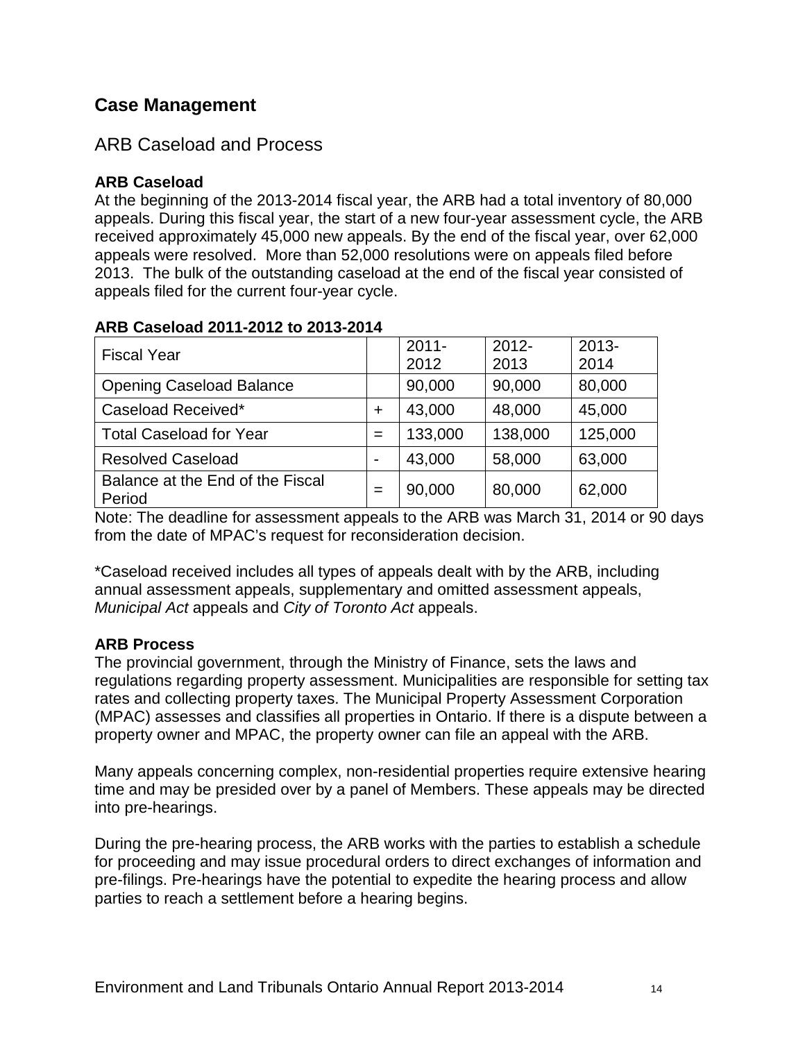## Case Management

### ARB Caseload and Process

**ARB Caseload**

At the beginning of the 2013-2014 fiscal year, the ARB had a total inventory of 80,000 appeals. During this fiscal year, the start of a new four-year assessment cycle, the ARB received approximately 45,000 new appeals. By the end of the fiscal year, over 62,000 appeals were resolved. More than 52,000 resolutions were on appeals filed before 2013. The bulk of the outstanding caseload at the end of the fiscal year consisted of appeals filed for the current four-year cycle.

**ARB Caseload 2011-2012 to 2013-2014**

| Fiscal Year | | 2011-2012 | 2012-2013 | 2013-2014 |
|---|---|---|---|---|
| Opening Caseload Balance | | 90,000 | 90,000 | 80,000 |
| Caseload Received* | + | 43,000 | 48,000 | 45,000 |
| Total Caseload for Year | = | 133,000 | 138,000 | 125,000 |
| Resolved Caseload | - | 43,000 | 58,000 | 63,000 |
| Balance at the End of the Fiscal Period | = | 90,000 | 80,000 | 62,000 |

Note: The deadline for assessment appeals to the ARB was March 31, 2014 or 90 days from the date of MPAC's request for reconsideration decision.

*Caseload received includes all types of appeals dealt with by the ARB, including annual assessment appeals, supplementary and omitted assessment appeals, *Municipal Act* appeals and *City of Toronto Act* appeals.

**ARB Process**

The provincial government, through the Ministry of Finance, sets the laws and regulations regarding property assessment. Municipalities are responsible for setting tax rates and collecting property taxes. The Municipal Property Assessment Corporation (MPAC) assesses and classifies all properties in Ontario. If there is a dispute between a property owner and MPAC, the property owner can file an appeal with the ARB.

Many appeals concerning complex, non-residential properties require extensive hearing time and may be presided over by a panel of Members. These appeals may be directed into pre-hearings.

During the pre-hearing process, the ARB works with the parties to establish a schedule for proceeding and may issue procedural orders to direct exchanges of information and pre-filings. Pre-hearings have the potential to expedite the hearing process and allow parties to reach a settlement before a hearing begins.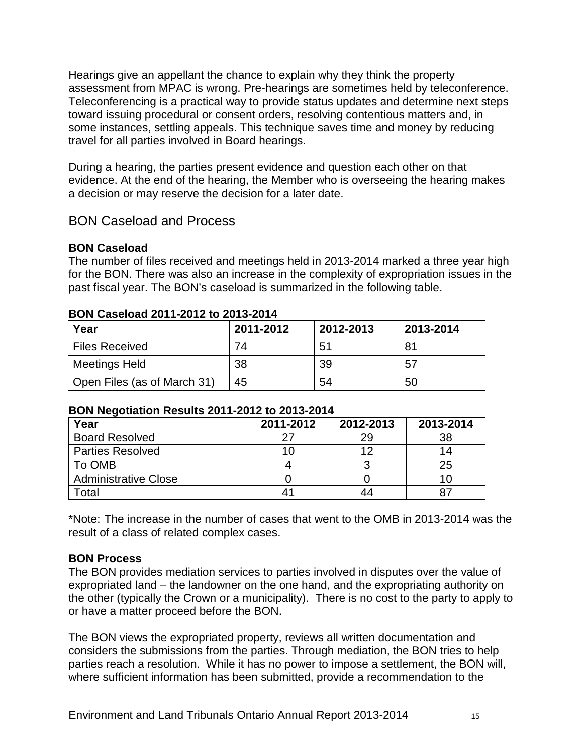Hearings give an appellant the chance to explain why they think the property assessment from MPAC is wrong. Pre-hearings are sometimes held by teleconference. Teleconferencing is a practical way to provide status updates and determine next steps toward issuing procedural or consent orders, resolving contentious matters and, in some instances, settling appeals. This technique saves time and money by reducing travel for all parties involved in Board hearings.

During a hearing, the parties present evidence and question each other on that evidence. At the end of the hearing, the Member who is overseeing the hearing makes a decision or may reserve the decision for a later date.

## BON Caseload and Process

**BON Caseload**

The number of files received and meetings held in 2013-2014 marked a three year high for the BON. There was also an increase in the complexity of expropriation issues in the past fiscal year. The BON's caseload is summarized in the following table.

**BON Caseload 2011-2012 to 2013-2014**

| Year | 2011-2012 | 2012-2013 | 2013-2014 |
|---|---|---|---|
| Files Received | 74 | 51 | 81 |
| Meetings Held | 38 | 39 | 57 |
| Open Files (as of March 31) | 45 | 54 | 50 |

**BON Negotiation Results 2011-2012 to 2013-2014**

| Year | 2011-2012 | 2012-2013 | 2013-2014 |
|---|---|---|---|
| Board Resolved | 27 | 29 | 38 |
| Parties Resolved | 10 | 12 | 14 |
| To OMB | 4 | 3 | 25 |
| Administrative Close | 0 | 0 | 10 |
| Total | 41 | 44 | 87 |

*Note: The increase in the number of cases that went to the OMB in 2013-2014 was the result of a class of related complex cases.

**BON Process**

The BON provides mediation services to parties involved in disputes over the value of expropriated land – the landowner on the one hand, and the expropriating authority on the other (typically the Crown or a municipality). There is no cost to the party to apply to or have a matter proceed before the BON.

The BON views the expropriated property, reviews all written documentation and considers the submissions from the parties. Through mediation, the BON tries to help parties reach a resolution. While it has no power to impose a settlement, the BON will, where sufficient information has been submitted, provide a recommendation to the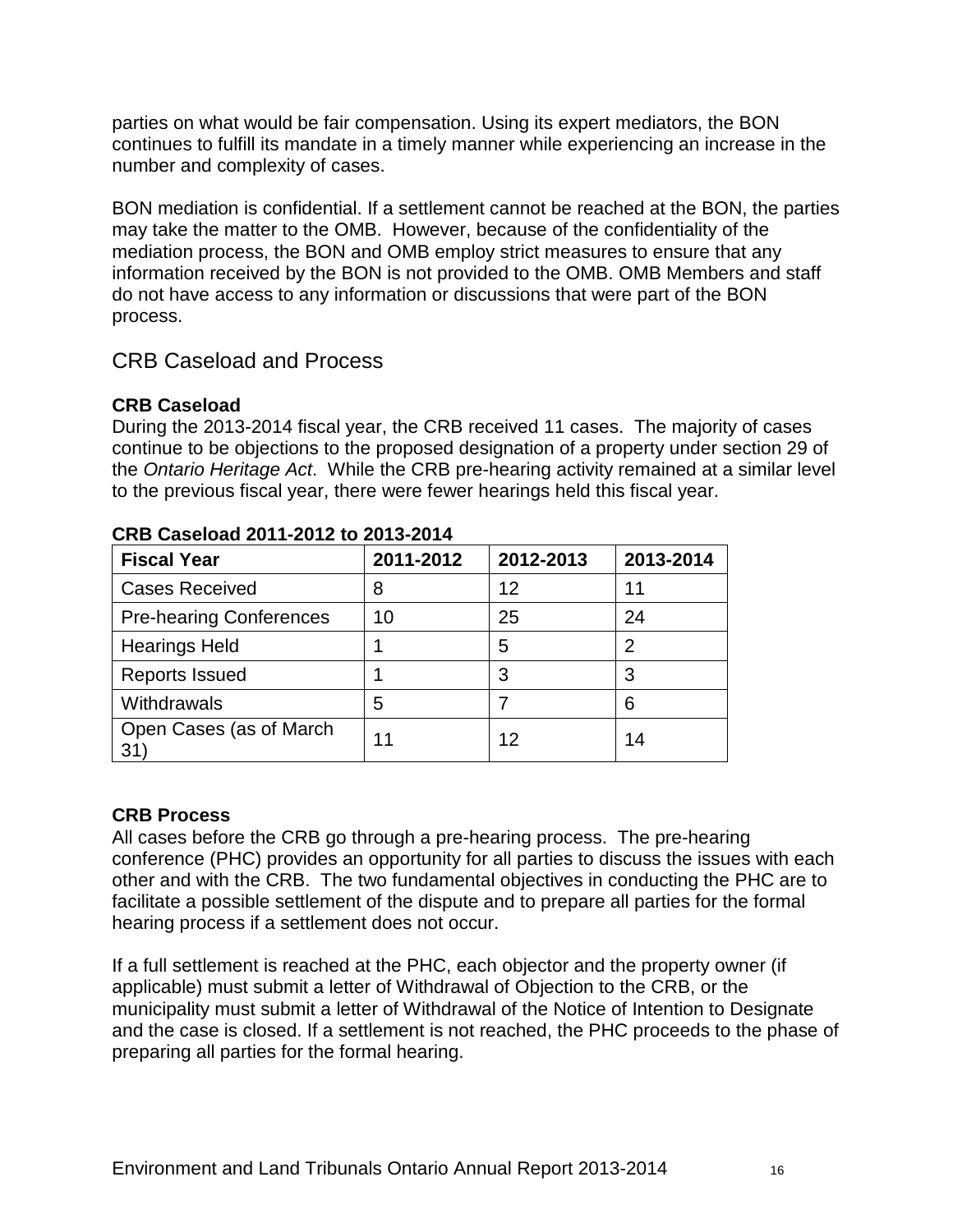parties on what would be fair compensation. Using its expert mediators, the BON continues to fulfill its mandate in a timely manner while experiencing an increase in the number and complexity of cases.

BON mediation is confidential. If a settlement cannot be reached at the BON, the parties may take the matter to the OMB. However, because of the confidentiality of the mediation process, the BON and OMB employ strict measures to ensure that any information received by the BON is not provided to the OMB. OMB Members and staff do not have access to any information or discussions that were part of the BON process.

## CRB Caseload and Process

**CRB Caseload**

During the 2013-2014 fiscal year, the CRB received 11 cases. The majority of cases continue to be objections to the proposed designation of a property under section 29 of the *Ontario Heritage Act*. While the CRB pre-hearing activity remained at a similar level to the previous fiscal year, there were fewer hearings held this fiscal year.

**CRB Caseload 2011-2012 to 2013-2014**

| Fiscal Year | 2011-2012 | 2012-2013 | 2013-2014 |
|---|---|---|---|
| Cases Received | 8 | 12 | 11 |
| Pre-hearing Conferences | 10 | 25 | 24 |
| Hearings Held | 1 | 5 | 2 |
| Reports Issued | 1 | 3 | 3 |
| Withdrawals | 5 | 7 | 6 |
| Open Cases (as of March 31) | 11 | 12 | 14 |

**CRB Process**

All cases before the CRB go through a pre-hearing process. The pre-hearing conference (PHC) provides an opportunity for all parties to discuss the issues with each other and with the CRB. The two fundamental objectives in conducting the PHC are to facilitate a possible settlement of the dispute and to prepare all parties for the formal hearing process if a settlement does not occur.

If a full settlement is reached at the PHC, each objector and the property owner (if applicable) must submit a letter of Withdrawal of Objection to the CRB, or the municipality must submit a letter of Withdrawal of the Notice of Intention to Designate and the case is closed. If a settlement is not reached, the PHC proceeds to the phase of preparing all parties for the formal hearing.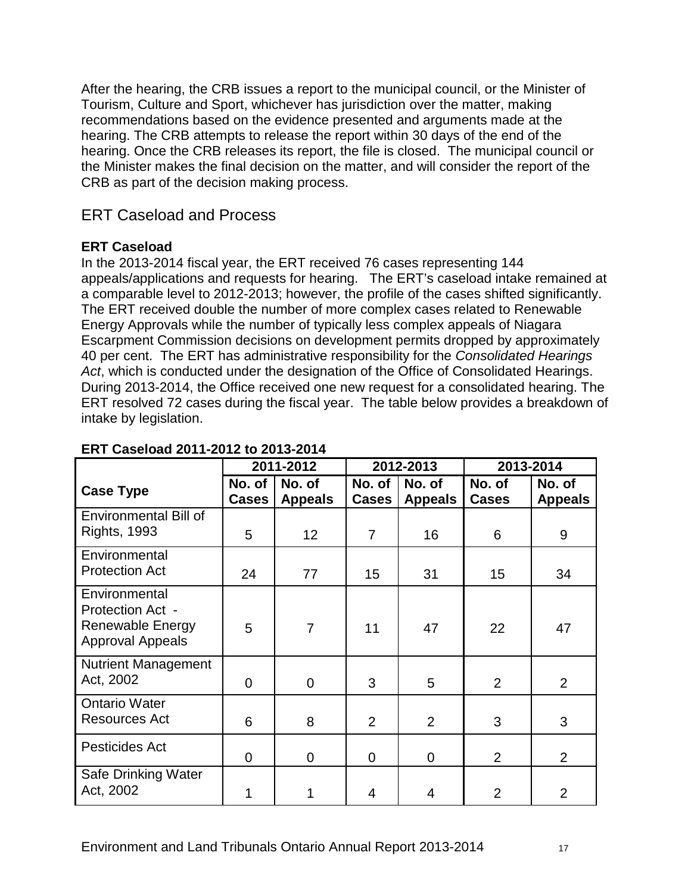After the hearing, the CRB issues a report to the municipal council, or the Minister of Tourism, Culture and Sport, whichever has jurisdiction over the matter, making recommendations based on the evidence presented and arguments made at the hearing. The CRB attempts to release the report within 30 days of the end of the hearing. Once the CRB releases its report, the file is closed. The municipal council or the Minister makes the final decision on the matter, and will consider the report of the CRB as part of the decision making process.

## ERT Caseload and Process

**ERT Caseload**

In the 2013-2014 fiscal year, the ERT received 76 cases representing 144 appeals/applications and requests for hearing. The ERT's caseload intake remained at a comparable level to 2012-2013; however, the profile of the cases shifted significantly. The ERT received double the number of more complex cases related to Renewable Energy Approvals while the number of typically less complex appeals of Niagara Escarpment Commission decisions on development permits dropped by approximately 40 per cent. The ERT has administrative responsibility for the *Consolidated Hearings Act*, which is conducted under the designation of the Office of Consolidated Hearings. During 2013-2014, the Office received one new request for a consolidated hearing. The ERT resolved 72 cases during the fiscal year. The table below provides a breakdown of intake by legislation.

**ERT Caseload 2011-2012 to 2013-2014**

| Case Type | 2011-2012 | | 2012-2013 | | 2013-2014 | |
|---|---|---|---|---|---|---|
| | No. of Cases | No. of Appeals | No. of Cases | No. of Appeals | No. of Cases | No. of Appeals |
| Environmental Bill of Rights, 1993 | 5 | 12 | 7 | 16 | 6 | 9 |
| Environmental Protection Act | 24 | 77 | 15 | 31 | 15 | 34 |
| Environmental Protection Act - Renewable Energy Approval Appeals | 5 | 7 | 11 | 47 | 22 | 47 |
| Nutrient Management Act, 2002 | 0 | 0 | 3 | 5 | 2 | 2 |
| Ontario Water Resources Act | 6 | 8 | 2 | 2 | 3 | 3 |
| Pesticides Act | 0 | 0 | 0 | 0 | 2 | 2 |
| Safe Drinking Water Act, 2002 | 1 | 1 | 4 | 4 | 2 | 2 |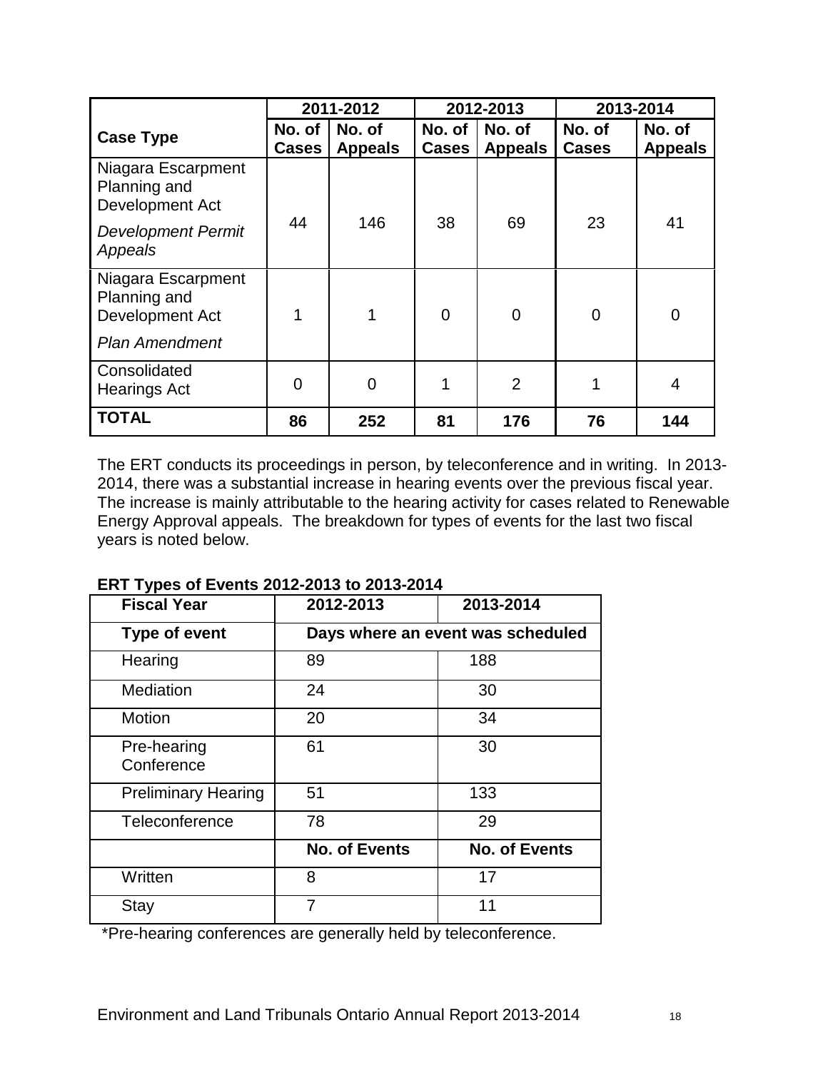| Case Type | 2011-2012 | | 2012-2013 | | 2013-2014 | |
|---|---|---|---|---|---|---|
| | No. of Cases | No. of Appeals | No. of Cases | No. of Appeals | No. of Cases | No. of Appeals |
| Niagara Escarpment Planning and Development Act *Development Permit Appeals* | 44 | 146 | 38 | 69 | 23 | 41 |
| Niagara Escarpment Planning and Development Act *Plan Amendment* | 1 | 1 | 0 | 0 | 0 | 0 |
| Consolidated Hearings Act | 0 | 0 | 1 | 2 | 1 | 4 |
| **TOTAL** | **86** | **252** | **81** | **176** | **76** | **144** |

The ERT conducts its proceedings in person, by teleconference and in writing. In 2013-2014, there was a substantial increase in hearing events over the previous fiscal year. The increase is mainly attributable to the hearing activity for cases related to Renewable Energy Approval appeals. The breakdown for types of events for the last two fiscal years is noted below.

**ERT Types of Events 2012-2013 to 2013-2014**

| **Fiscal Year** | **2012-2013** | **2013-2014** |
|---|---|---|
| **Type of event** | **Days where an event was scheduled** | |
| Hearing | 89 | 188 |
| Mediation | 24 | 30 |
| Motion | 20 | 34 |
| Pre-hearing Conference | 61 | 30 |
| Preliminary Hearing | 51 | 133 |
| Teleconference | 78 | 29 |
| | **No. of Events** | **No. of Events** |
| Written | 8 | 17 |
| Stay | 7 | 11 |

*Pre-hearing conferences are generally held by teleconference.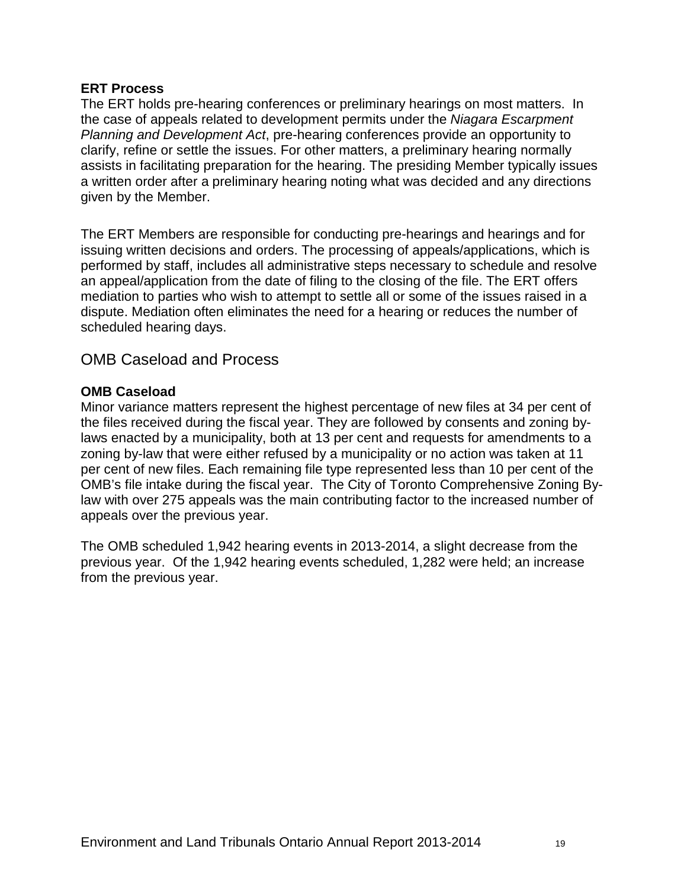**ERT Process**

The ERT holds pre-hearing conferences or preliminary hearings on most matters. In the case of appeals related to development permits under the *Niagara Escarpment Planning and Development Act*, pre-hearing conferences provide an opportunity to clarify, refine or settle the issues. For other matters, a preliminary hearing normally assists in facilitating preparation for the hearing. The presiding Member typically issues a written order after a preliminary hearing noting what was decided and any directions given by the Member.

The ERT Members are responsible for conducting pre-hearings and hearings and for issuing written decisions and orders. The processing of appeals/applications, which is performed by staff, includes all administrative steps necessary to schedule and resolve an appeal/application from the date of filing to the closing of the file. The ERT offers mediation to parties who wish to attempt to settle all or some of the issues raised in a dispute. Mediation often eliminates the need for a hearing or reduces the number of scheduled hearing days.

## OMB Caseload and Process

**OMB Caseload**

Minor variance matters represent the highest percentage of new files at 34 per cent of the files received during the fiscal year. They are followed by consents and zoning by-laws enacted by a municipality, both at 13 per cent and requests for amendments to a zoning by-law that were either refused by a municipality or no action was taken at 11 per cent of new files. Each remaining file type represented less than 10 per cent of the OMB's file intake during the fiscal year. The City of Toronto Comprehensive Zoning By-law with over 275 appeals was the main contributing factor to the increased number of appeals over the previous year.

The OMB scheduled 1,942 hearing events in 2013-2014, a slight decrease from the previous year. Of the 1,942 hearing events scheduled, 1,282 were held; an increase from the previous year.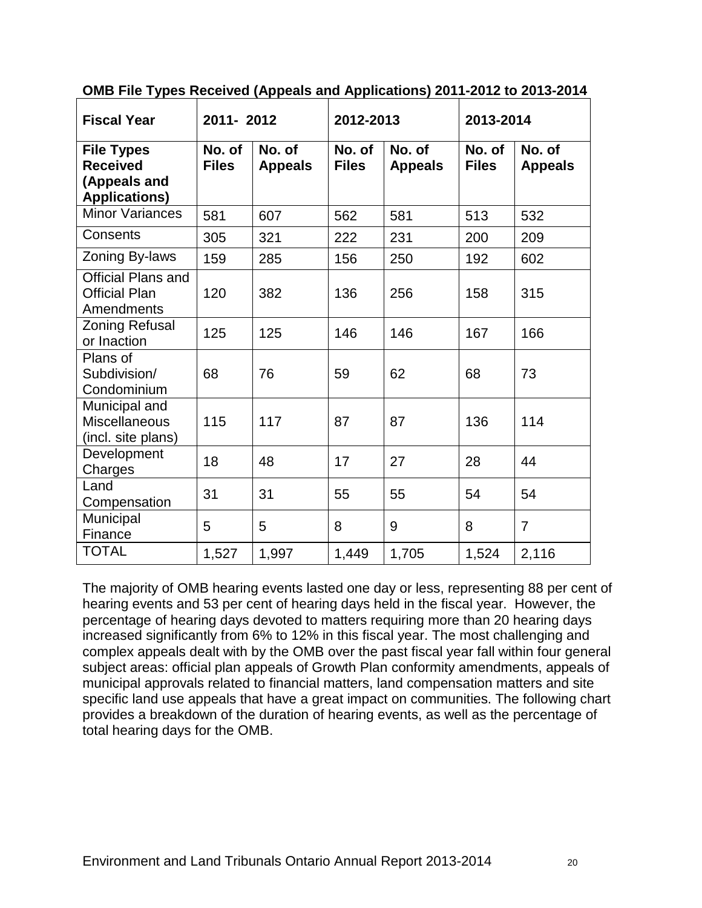**OMB File Types Received (Appeals and Applications) 2011-2012 to 2013-2014**

| **Fiscal Year** | **2011- 2012** | | **2012-2013** | | **2013-2014** | |
|---|---|---|---|---|---|---|
| **File Types Received (Appeals and Applications)** | **No. of Files** | **No. of Appeals** | **No. of Files** | **No. of Appeals** | **No. of Files** | **No. of Appeals** |
| Minor Variances | 581 | 607 | 562 | 581 | 513 | 532 |
| Consents | 305 | 321 | 222 | 231 | 200 | 209 |
| Zoning By-laws | 159 | 285 | 156 | 250 | 192 | 602 |
| Official Plans and Official Plan Amendments | 120 | 382 | 136 | 256 | 158 | 315 |
| Zoning Refusal or Inaction | 125 | 125 | 146 | 146 | 167 | 166 |
| Plans of Subdivision/ Condominium | 68 | 76 | 59 | 62 | 68 | 73 |
| Municipal and Miscellaneous (incl. site plans) | 115 | 117 | 87 | 87 | 136 | 114 |
| Development Charges | 18 | 48 | 17 | 27 | 28 | 44 |
| Land Compensation | 31 | 31 | 55 | 55 | 54 | 54 |
| Municipal Finance | 5 | 5 | 8 | 9 | 8 | 7 |
| TOTAL | 1,527 | 1,997 | 1,449 | 1,705 | 1,524 | 2,116 |

The majority of OMB hearing events lasted one day or less, representing 88 per cent of hearing events and 53 per cent of hearing days held in the fiscal year. However, the percentage of hearing days devoted to matters requiring more than 20 hearing days increased significantly from 6% to 12% in this fiscal year. The most challenging and complex appeals dealt with by the OMB over the past fiscal year fall within four general subject areas: official plan appeals of Growth Plan conformity amendments, appeals of municipal approvals related to financial matters, land compensation matters and site specific land use appeals that have a great impact on communities. The following chart provides a breakdown of the duration of hearing events, as well as the percentage of total hearing days for the OMB.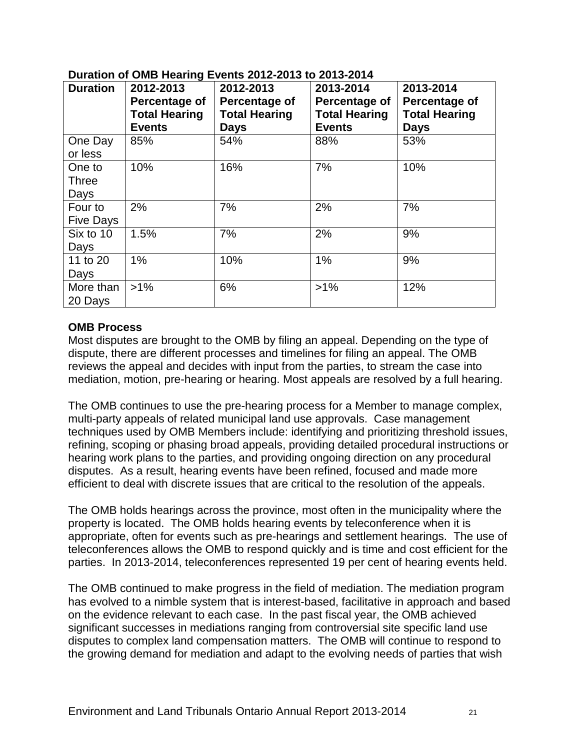**Duration of OMB Hearing Events 2012-2013 to 2013-2014**

| Duration | 2012-2013 Percentage of Total Hearing Events | 2012-2013 Percentage of Total Hearing Days | 2013-2014 Percentage of Total Hearing Events | 2013-2014 Percentage of Total Hearing Days |
|---|---|---|---|---|
| One Day or less | 85% | 54% | 88% | 53% |
| One to Three Days | 10% | 16% | 7% | 10% |
| Four to Five Days | 2% | 7% | 2% | 7% |
| Six to 10 Days | 1.5% | 7% | 2% | 9% |
| 11 to 20 Days | 1% | 10% | 1% | 9% |
| More than 20 Days | >1% | 6% | >1% | 12% |

**OMB Process**

Most disputes are brought to the OMB by filing an appeal. Depending on the type of dispute, there are different processes and timelines for filing an appeal. The OMB reviews the appeal and decides with input from the parties, to stream the case into mediation, motion, pre-hearing or hearing. Most appeals are resolved by a full hearing.

The OMB continues to use the pre-hearing process for a Member to manage complex, multi-party appeals of related municipal land use approvals. Case management techniques used by OMB Members include: identifying and prioritizing threshold issues, refining, scoping or phasing broad appeals, providing detailed procedural instructions or hearing work plans to the parties, and providing ongoing direction on any procedural disputes. As a result, hearing events have been refined, focused and made more efficient to deal with discrete issues that are critical to the resolution of the appeals.

The OMB holds hearings across the province, most often in the municipality where the property is located. The OMB holds hearing events by teleconference when it is appropriate, often for events such as pre-hearings and settlement hearings. The use of teleconferences allows the OMB to respond quickly and is time and cost efficient for the parties. In 2013-2014, teleconferences represented 19 per cent of hearing events held.

The OMB continued to make progress in the field of mediation. The mediation program has evolved to a nimble system that is interest-based, facilitative in approach and based on the evidence relevant to each case. In the past fiscal year, the OMB achieved significant successes in mediations ranging from controversial site specific land use disputes to complex land compensation matters. The OMB will continue to respond to the growing demand for mediation and adapt to the evolving needs of parties that wish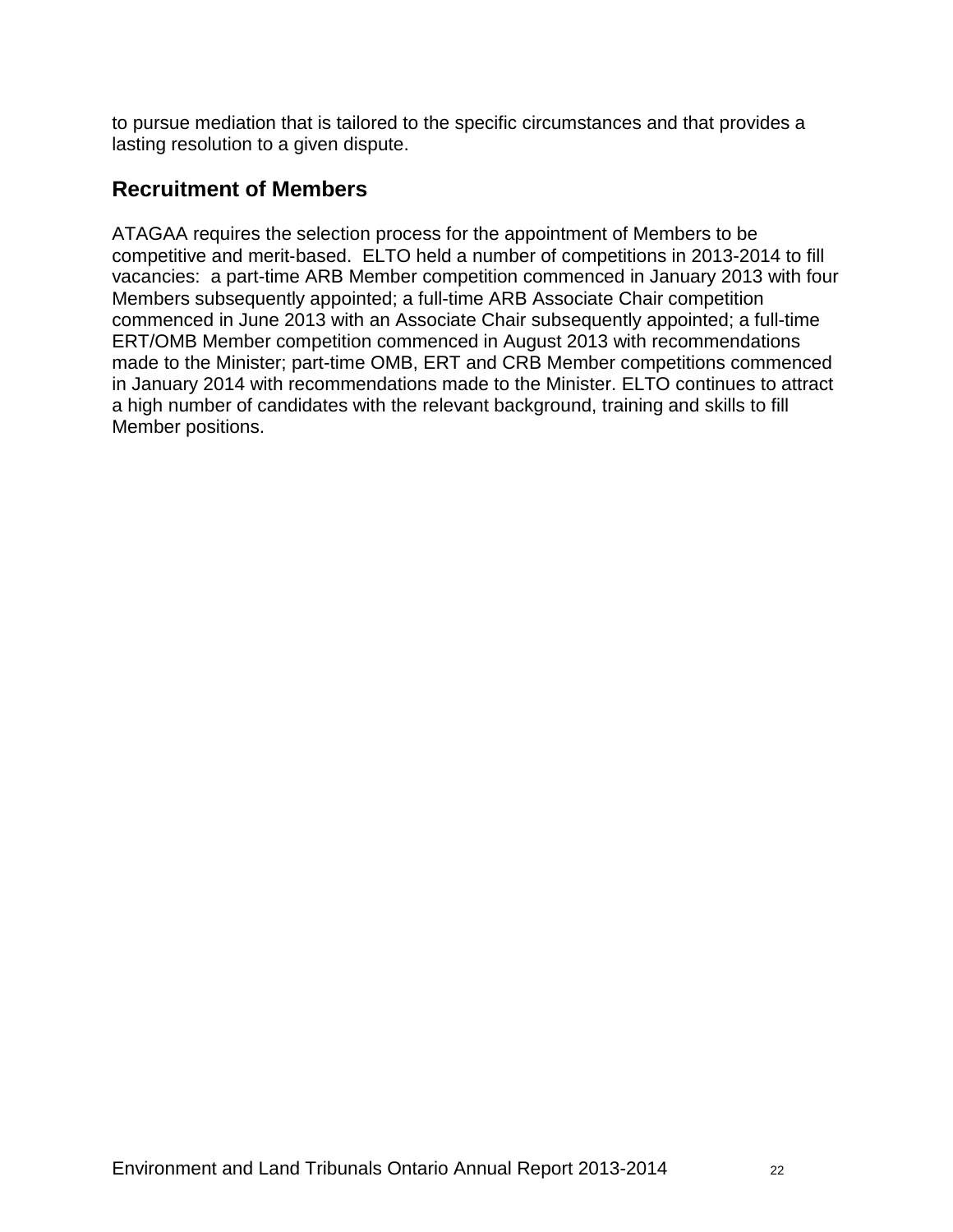to pursue mediation that is tailored to the specific circumstances and that provides a lasting resolution to a given dispute.

## Recruitment of Members

ATAGAA requires the selection process for the appointment of Members to be competitive and merit-based. ELTO held a number of competitions in 2013-2014 to fill vacancies: a part-time ARB Member competition commenced in January 2013 with four Members subsequently appointed; a full-time ARB Associate Chair competition commenced in June 2013 with an Associate Chair subsequently appointed; a full-time ERT/OMB Member competition commenced in August 2013 with recommendations made to the Minister; part-time OMB, ERT and CRB Member competitions commenced in January 2014 with recommendations made to the Minister. ELTO continues to attract a high number of candidates with the relevant background, training and skills to fill Member positions.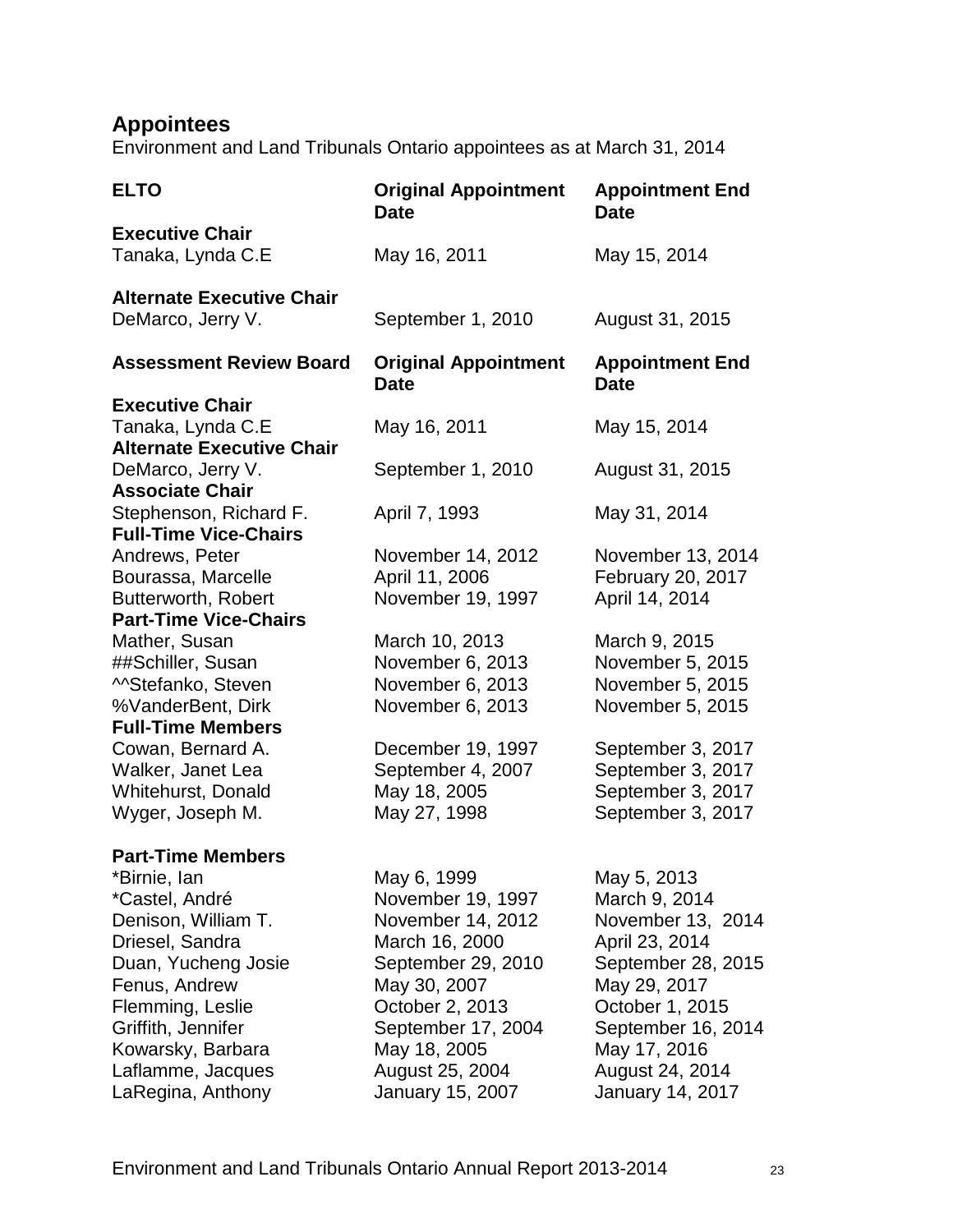## Appointees

Environment and Land Tribunals Ontario appointees as at March 31, 2014

| ELTO | Original Appointment Date | Appointment End Date |
|---|---|---|
| **Executive Chair** | | |
| Tanaka, Lynda C.E | May 16, 2011 | May 15, 2014 |
| **Alternate Executive Chair** | | |
| DeMarco, Jerry V. | September 1, 2010 | August 31, 2015 |

| Assessment Review Board | Original Appointment Date | Appointment End Date |
|---|---|---|
| **Executive Chair** | | |
| Tanaka, Lynda C.E | May 16, 2011 | May 15, 2014 |
| **Alternate Executive Chair** | | |
| DeMarco, Jerry V. | September 1, 2010 | August 31, 2015 |
| **Associate Chair** | | |
| Stephenson, Richard F. | April 7, 1993 | May 31, 2014 |
| **Full-Time Vice-Chairs** | | |
| Andrews, Peter | November 14, 2012 | November 13, 2014 |
| Bourassa, Marcelle | April 11, 2006 | February 20, 2017 |
| Butterworth, Robert | November 19, 1997 | April 14, 2014 |
| **Part-Time Vice-Chairs** | | |
| Mather, Susan | March 10, 2013 | March 9, 2015 |
| ##Schiller, Susan | November 6, 2013 | November 5, 2015 |
| ^^Stefanko, Steven | November 6, 2013 | November 5, 2015 |
| %VanderBent, Dirk | November 6, 2013 | November 5, 2015 |
| **Full-Time Members** | | |
| Cowan, Bernard A. | December 19, 1997 | September 3, 2017 |
| Walker, Janet Lea | September 4, 2007 | September 3, 2017 |
| Whitehurst, Donald | May 18, 2005 | September 3, 2017 |
| Wyger, Joseph M. | May 27, 1998 | September 3, 2017 |
| **Part-Time Members** | | |
| *Birnie, Ian | May 6, 1999 | May 5, 2013 |
| *Castel, André | November 19, 1997 | March 9, 2014 |
| Denison, William T. | November 14, 2012 | November 13, 2014 |
| Driesel, Sandra | March 16, 2000 | April 23, 2014 |
| Duan, Yucheng Josie | September 29, 2010 | September 28, 2015 |
| Fenus, Andrew | May 30, 2007 | May 29, 2017 |
| Flemming, Leslie | October 2, 2013 | October 1, 2015 |
| Griffith, Jennifer | September 17, 2004 | September 16, 2014 |
| Kowarsky, Barbara | May 18, 2005 | May 17, 2016 |
| Laflamme, Jacques | August 25, 2004 | August 24, 2014 |
| LaRegina, Anthony | January 15, 2007 | January 14, 2017 |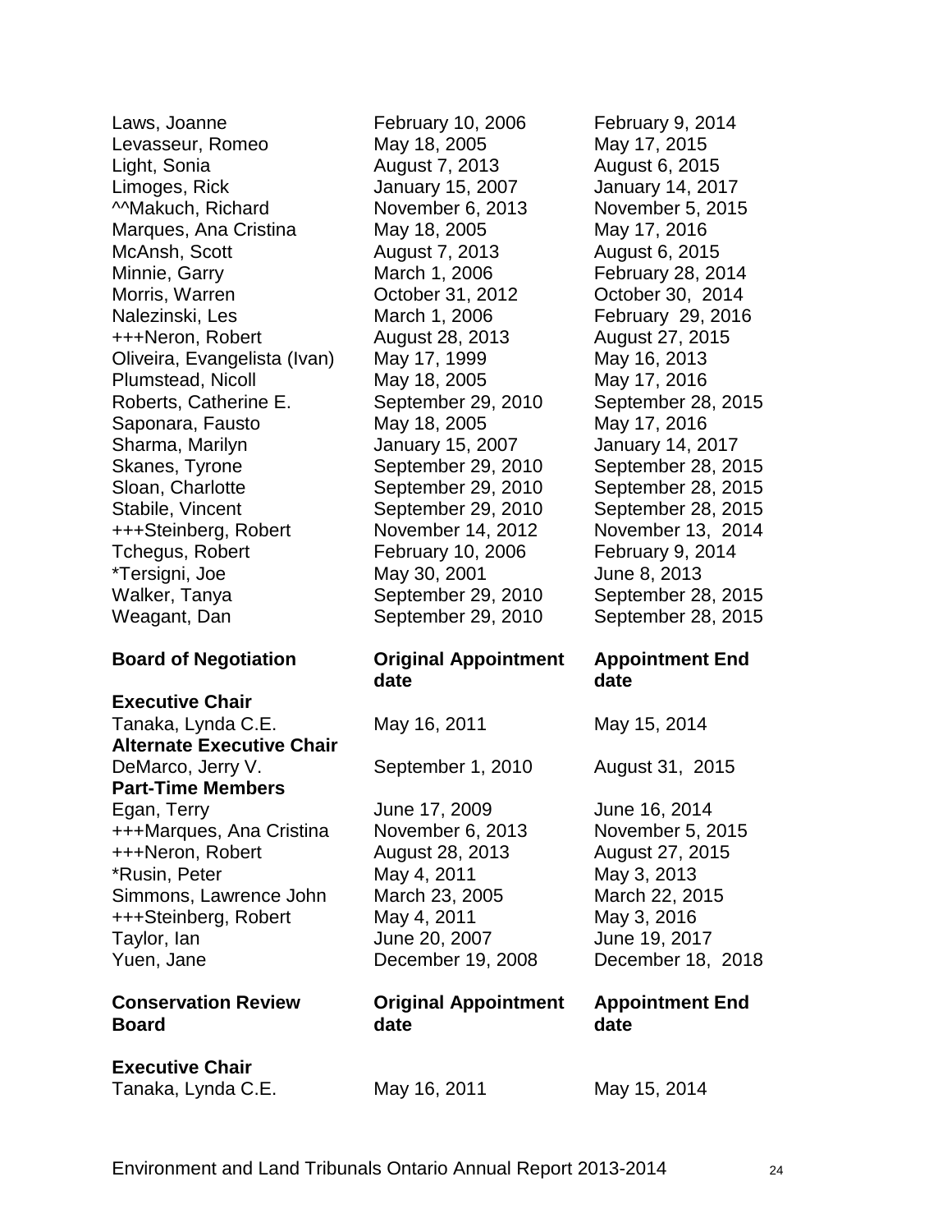| | | |
|---|---|---|
| Laws, Joanne | February 10, 2006 | February 9, 2014 |
| Levasseur, Romeo | May 18, 2005 | May 17, 2015 |
| Light, Sonia | August 7, 2013 | August 6, 2015 |
| Limoges, Rick | January 15, 2007 | January 14, 2017 |
| ^^Makuch, Richard | November 6, 2013 | November 5, 2015 |
| Marques, Ana Cristina | May 18, 2005 | May 17, 2016 |
| McAnsh, Scott | August 7, 2013 | August 6, 2015 |
| Minnie, Garry | March 1, 2006 | February 28, 2014 |
| Morris, Warren | October 31, 2012 | October 30, 2014 |
| Nalezinski, Les | March 1, 2006 | February 29, 2016 |
| +++Neron, Robert | August 28, 2013 | August 27, 2015 |
| Oliveira, Evangelista (Ivan) | May 17, 1999 | May 16, 2013 |
| Plumstead, Nicoll | May 18, 2005 | May 17, 2016 |
| Roberts, Catherine E. | September 29, 2010 | September 28, 2015 |
| Saponara, Fausto | May 18, 2005 | May 17, 2016 |
| Sharma, Marilyn | January 15, 2007 | January 14, 2017 |
| Skanes, Tyrone | September 29, 2010 | September 28, 2015 |
| Sloan, Charlotte | September 29, 2010 | September 28, 2015 |
| Stabile, Vincent | September 29, 2010 | September 28, 2015 |
| +++Steinberg, Robert | November 14, 2012 | November 13, 2014 |
| Tchegus, Robert | February 10, 2006 | February 9, 2014 |
| *Tersigni, Joe | May 30, 2001 | June 8, 2013 |
| Walker, Tanya | September 29, 2010 | September 28, 2015 |
| Weagant, Dan | September 29, 2010 | September 28, 2015 |

| **Board of Negotiation** | **Original Appointment date** | **Appointment End date** |
|---|---|---|
| **Executive Chair** | | |
| Tanaka, Lynda C.E. | May 16, 2011 | May 15, 2014 |
| **Alternate Executive Chair** | | |
| DeMarco, Jerry V. | September 1, 2010 | August 31, 2015 |
| **Part-Time Members** | | |
| Egan, Terry | June 17, 2009 | June 16, 2014 |
| +++Marques, Ana Cristina | November 6, 2013 | November 5, 2015 |
| +++Neron, Robert | August 28, 2013 | August 27, 2015 |
| *Rusin, Peter | May 4, 2011 | May 3, 2013 |
| Simmons, Lawrence John | March 23, 2005 | March 22, 2015 |
| +++Steinberg, Robert | May 4, 2011 | May 3, 2016 |
| Taylor, Ian | June 20, 2007 | June 19, 2017 |
| Yuen, Jane | December 19, 2008 | December 18, 2018 |

| **Conservation Review Board** | **Original Appointment date** | **Appointment End date** |
|---|---|---|
| **Executive Chair** | | |
| Tanaka, Lynda C.E. | May 16, 2011 | May 15, 2014 |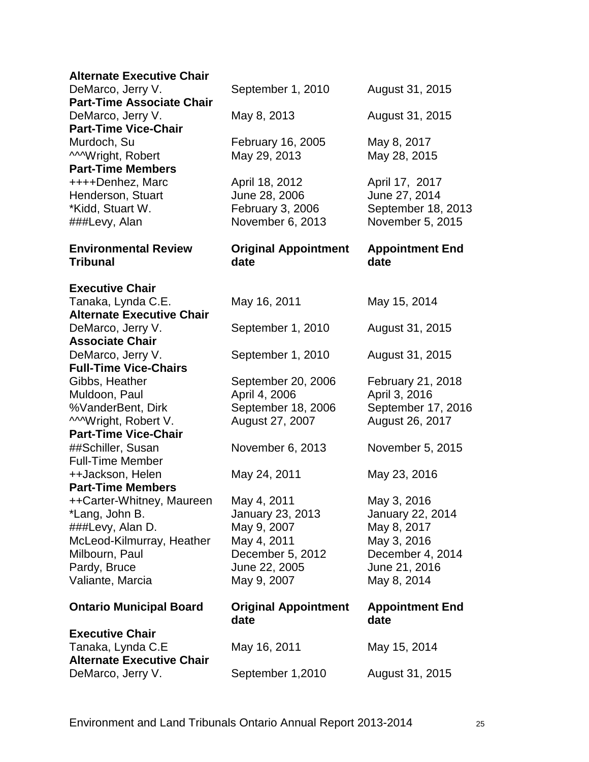| | | |
|---|---|---|
| **Alternate Executive Chair** | | |
| DeMarco, Jerry V. | September 1, 2010 | August 31, 2015 |
| **Part-Time Associate Chair** | | |
| DeMarco, Jerry V. | May 8, 2013 | August 31, 2015 |
| **Part-Time Vice-Chair** | | |
| Murdoch, Su | February 16, 2005 | May 8, 2017 |
| ^^^Wright, Robert | May 29, 2013 | May 28, 2015 |
| **Part-Time Members** | | |
| ++++Denhez, Marc | April 18, 2012 | April 17, 2017 |
| Henderson, Stuart | June 28, 2006 | June 27, 2014 |
| *Kidd, Stuart W. | February 3, 2006 | September 18, 2013 |
| ###Levy, Alan | November 6, 2013 | November 5, 2015 |

| Environmental Review Tribunal | Original Appointment date | Appointment End date |
|---|---|---|
| **Executive Chair** | | |
| Tanaka, Lynda C.E. | May 16, 2011 | May 15, 2014 |
| **Alternate Executive Chair** | | |
| DeMarco, Jerry V. | September 1, 2010 | August 31, 2015 |
| **Associate Chair** | | |
| DeMarco, Jerry V. | September 1, 2010 | August 31, 2015 |
| **Full-Time Vice-Chairs** | | |
| Gibbs, Heather | September 20, 2006 | February 21, 2018 |
| Muldoon, Paul | April 4, 2006 | April 3, 2016 |
| %VanderBent, Dirk | September 18, 2006 | September 17, 2016 |
| ^^^Wright, Robert V. | August 27, 2007 | August 26, 2017 |
| **Part-Time Vice-Chair** | | |
| ##Schiller, Susan | November 6, 2013 | November 5, 2015 |
| Full-Time Member | | |
| ++Jackson, Helen | May 24, 2011 | May 23, 2016 |
| **Part-Time Members** | | |
| ++Carter-Whitney, Maureen | May 4, 2011 | May 3, 2016 |
| *Lang, John B. | January 23, 2013 | January 22, 2014 |
| ###Levy, Alan D. | May 9, 2007 | May 8, 2017 |
| McLeod-Kilmurray, Heather | May 4, 2011 | May 3, 2016 |
| Milbourn, Paul | December 5, 2012 | December 4, 2014 |
| Pardy, Bruce | June 22, 2005 | June 21, 2016 |
| Valiante, Marcia | May 9, 2007 | May 8, 2014 |

| Ontario Municipal Board | Original Appointment date | Appointment End date |
|---|---|---|
| **Executive Chair** | | |
| Tanaka, Lynda C.E | May 16, 2011 | May 15, 2014 |
| **Alternate Executive Chair** | | |
| DeMarco, Jerry V. | September 1,2010 | August 31, 2015 |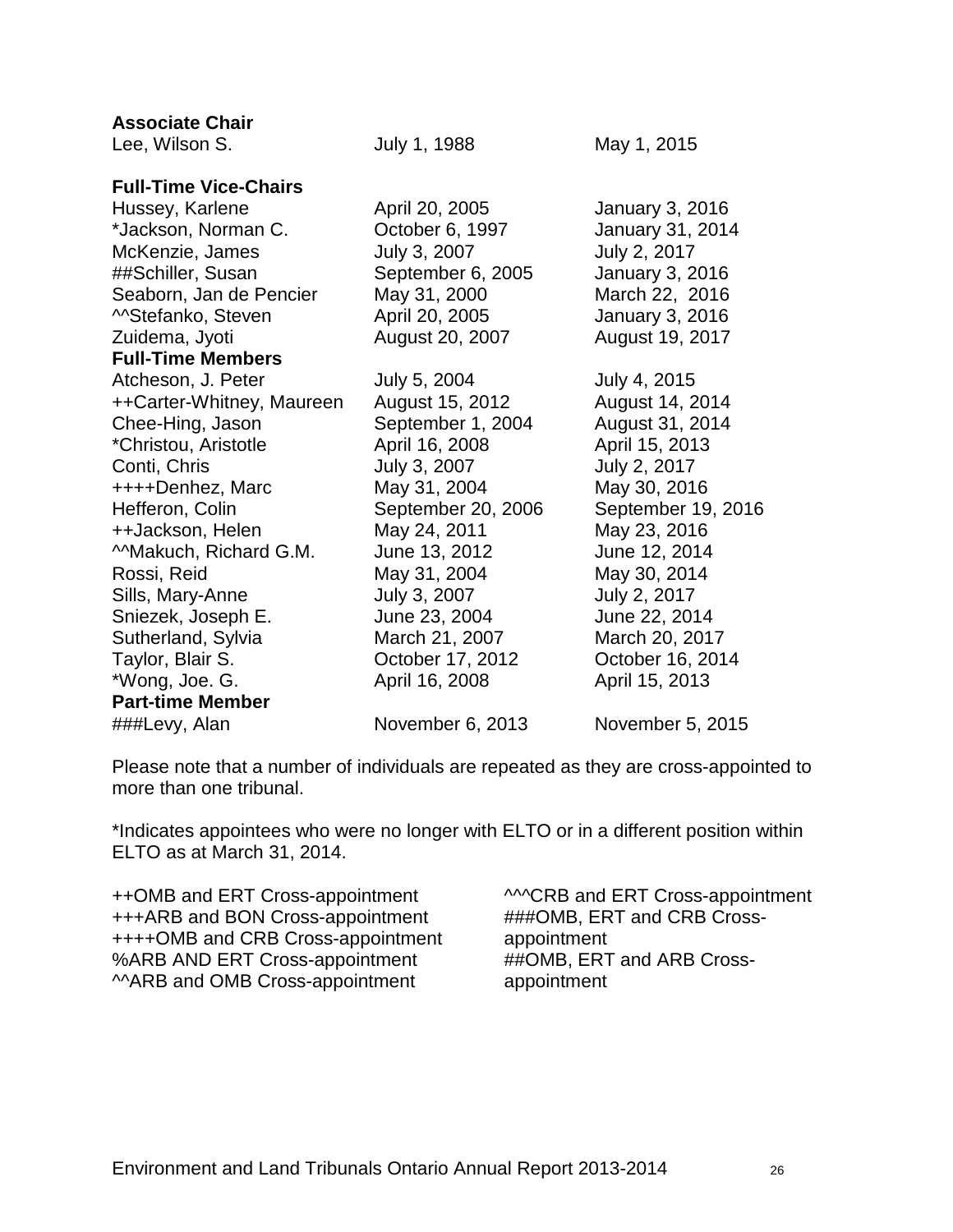| | | |
|---|---|---|
| **Associate Chair** | | |
| Lee, Wilson S. | July 1, 1988 | May 1, 2015 |
| **Full-Time Vice-Chairs** | | |
| Hussey, Karlene | April 20, 2005 | January 3, 2016 |
| *Jackson, Norman C. | October 6, 1997 | January 31, 2014 |
| McKenzie, James | July 3, 2007 | July 2, 2017 |
| ##Schiller, Susan | September 6, 2005 | January 3, 2016 |
| Seaborn, Jan de Pencier | May 31, 2000 | March 22, 2016 |
| ^^Stefanko, Steven | April 20, 2005 | January 3, 2016 |
| Zuidema, Jyoti | August 20, 2007 | August 19, 2017 |
| **Full-Time Members** | | |
| Atcheson, J. Peter | July 5, 2004 | July 4, 2015 |
| ++Carter-Whitney, Maureen | August 15, 2012 | August 14, 2014 |
| Chee-Hing, Jason | September 1, 2004 | August 31, 2014 |
| *Christou, Aristotle | April 16, 2008 | April 15, 2013 |
| Conti, Chris | July 3, 2007 | July 2, 2017 |
| ++++Denhez, Marc | May 31, 2004 | May 30, 2016 |
| Hefferon, Colin | September 20, 2006 | September 19, 2016 |
| ++Jackson, Helen | May 24, 2011 | May 23, 2016 |
| ^^Makuch, Richard G.M. | June 13, 2012 | June 12, 2014 |
| Rossi, Reid | May 31, 2004 | May 30, 2014 |
| Sills, Mary-Anne | July 3, 2007 | July 2, 2017 |
| Sniezek, Joseph E. | June 23, 2004 | June 22, 2014 |
| Sutherland, Sylvia | March 21, 2007 | March 20, 2017 |
| Taylor, Blair S. | October 17, 2012 | October 16, 2014 |
| *Wong, Joe. G. | April 16, 2008 | April 15, 2013 |
| **Part-time Member** | | |
| ###Levy, Alan | November 6, 2013 | November 5, 2015 |

Please note that a number of individuals are repeated as they are cross-appointed to more than one tribunal.

*Indicates appointees who were no longer with ELTO or in a different position within ELTO as at March 31, 2014.

++OMB and ERT Cross-appointment
+++ARB and BON Cross-appointment
++++OMB and CRB Cross-appointment
%ARB AND ERT Cross-appointment
^^ARB and OMB Cross-appointment
^^^CRB and ERT Cross-appointment
###OMB, ERT and CRB Cross-appointment
##OMB, ERT and ARB Cross-appointment